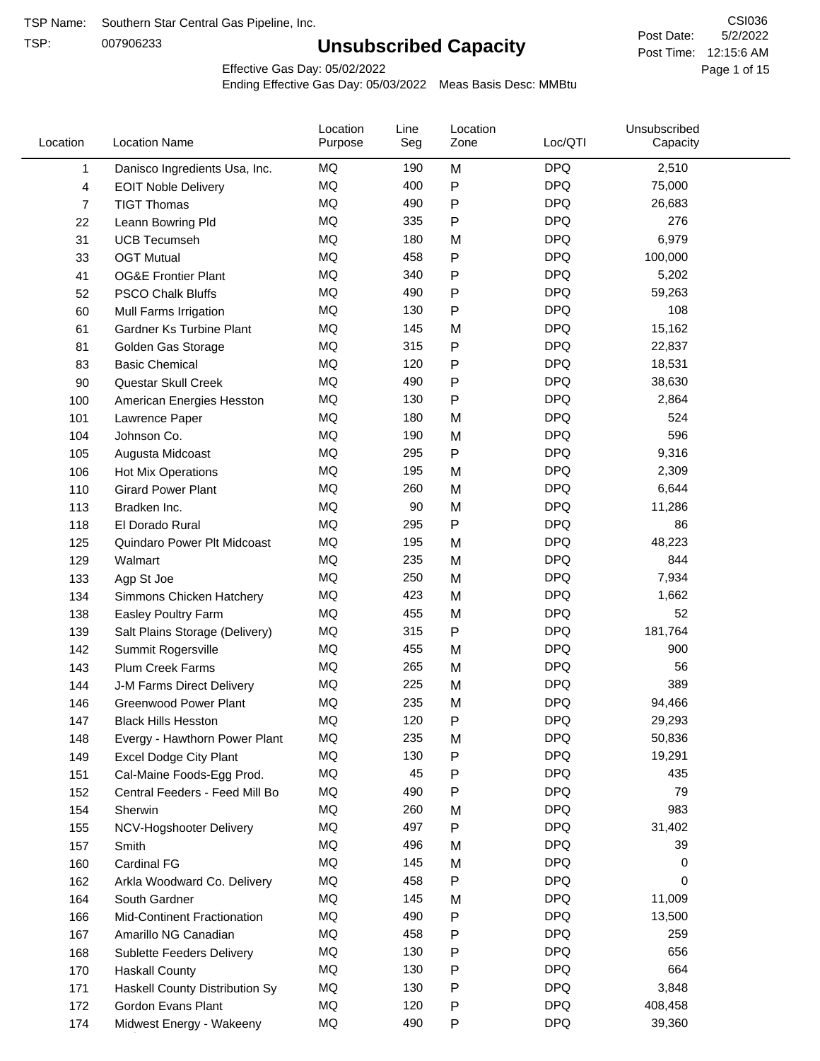TSP Name: Southern Star Central Gas Pipeline, Inc.

TSP: 007906233

# Unsubscribed Capacity

CSI036

Post Date: 5/2/2022

Post Time: 12:15:6 AM

Effective Gas Day: 05/02/2022

Ending Effective Gas Day: 05/03/2022 Meas Basis Desc: MMBtu

| Location | Location Name | Location Purpose | Line Seg | Location Zone | Loc/QTI | Unsubscribed Capacity |
|---|---|---|---|---|---|---|
| 1 | Danisco Ingredients Usa, Inc. | MQ | 190 | M | DPQ | 2,510 |
| 4 | EOIT Noble Delivery | MQ | 400 | P | DPQ | 75,000 |
| 7 | TIGT Thomas | MQ | 490 | P | DPQ | 26,683 |
| 22 | Leann Bowring Pld | MQ | 335 | P | DPQ | 276 |
| 31 | UCB Tecumseh | MQ | 180 | M | DPQ | 6,979 |
| 33 | OGT Mutual | MQ | 458 | P | DPQ | 100,000 |
| 41 | OG&E Frontier Plant | MQ | 340 | P | DPQ | 5,202 |
| 52 | PSCO Chalk Bluffs | MQ | 490 | P | DPQ | 59,263 |
| 60 | Mull Farms Irrigation | MQ | 130 | P | DPQ | 108 |
| 61 | Gardner Ks Turbine Plant | MQ | 145 | M | DPQ | 15,162 |
| 81 | Golden Gas Storage | MQ | 315 | P | DPQ | 22,837 |
| 83 | Basic Chemical | MQ | 120 | P | DPQ | 18,531 |
| 90 | Questar Skull Creek | MQ | 490 | P | DPQ | 38,630 |
| 100 | American Energies Hesston | MQ | 130 | P | DPQ | 2,864 |
| 101 | Lawrence Paper | MQ | 180 | M | DPQ | 524 |
| 104 | Johnson Co. | MQ | 190 | M | DPQ | 596 |
| 105 | Augusta Midcoast | MQ | 295 | P | DPQ | 9,316 |
| 106 | Hot Mix Operations | MQ | 195 | M | DPQ | 2,309 |
| 110 | Girard Power Plant | MQ | 260 | M | DPQ | 6,644 |
| 113 | Bradken Inc. | MQ | 90 | M | DPQ | 11,286 |
| 118 | El Dorado Rural | MQ | 295 | P | DPQ | 86 |
| 125 | Quindaro Power Plt Midcoast | MQ | 195 | M | DPQ | 48,223 |
| 129 | Walmart | MQ | 235 | M | DPQ | 844 |
| 133 | Agp St Joe | MQ | 250 | M | DPQ | 7,934 |
| 134 | Simmons Chicken Hatchery | MQ | 423 | M | DPQ | 1,662 |
| 138 | Easley Poultry Farm | MQ | 455 | M | DPQ | 52 |
| 139 | Salt Plains Storage (Delivery) | MQ | 315 | P | DPQ | 181,764 |
| 142 | Summit Rogersville | MQ | 455 | M | DPQ | 900 |
| 143 | Plum Creek Farms | MQ | 265 | M | DPQ | 56 |
| 144 | J-M Farms Direct Delivery | MQ | 225 | M | DPQ | 389 |
| 146 | Greenwood Power Plant | MQ | 235 | M | DPQ | 94,466 |
| 147 | Black Hills Hesston | MQ | 120 | P | DPQ | 29,293 |
| 148 | Evergy - Hawthorn Power Plant | MQ | 235 | M | DPQ | 50,836 |
| 149 | Excel Dodge City Plant | MQ | 130 | P | DPQ | 19,291 |
| 151 | Cal-Maine Foods-Egg Prod. | MQ | 45 | P | DPQ | 435 |
| 152 | Central Feeders - Feed Mill Bo | MQ | 490 | P | DPQ | 79 |
| 154 | Sherwin | MQ | 260 | M | DPQ | 983 |
| 155 | NCV-Hogshooter Delivery | MQ | 497 | P | DPQ | 31,402 |
| 157 | Smith | MQ | 496 | M | DPQ | 39 |
| 160 | Cardinal FG | MQ | 145 | M | DPQ | 0 |
| 162 | Arkla Woodward Co. Delivery | MQ | 458 | P | DPQ | 0 |
| 164 | South Gardner | MQ | 145 | M | DPQ | 11,009 |
| 166 | Mid-Continent Fractionation | MQ | 490 | P | DPQ | 13,500 |
| 167 | Amarillo NG Canadian | MQ | 458 | P | DPQ | 259 |
| 168 | Sublette Feeders Delivery | MQ | 130 | P | DPQ | 656 |
| 170 | Haskall County | MQ | 130 | P | DPQ | 664 |
| 171 | Haskall County Distribution Sy | MQ | 130 | P | DPQ | 3,848 |
| 172 | Gordon Evans Plant | MQ | 120 | P | DPQ | 408,458 |
| 174 | Midwest Energy - Wakeeny | MQ | 490 | P | DPQ | 39,360 |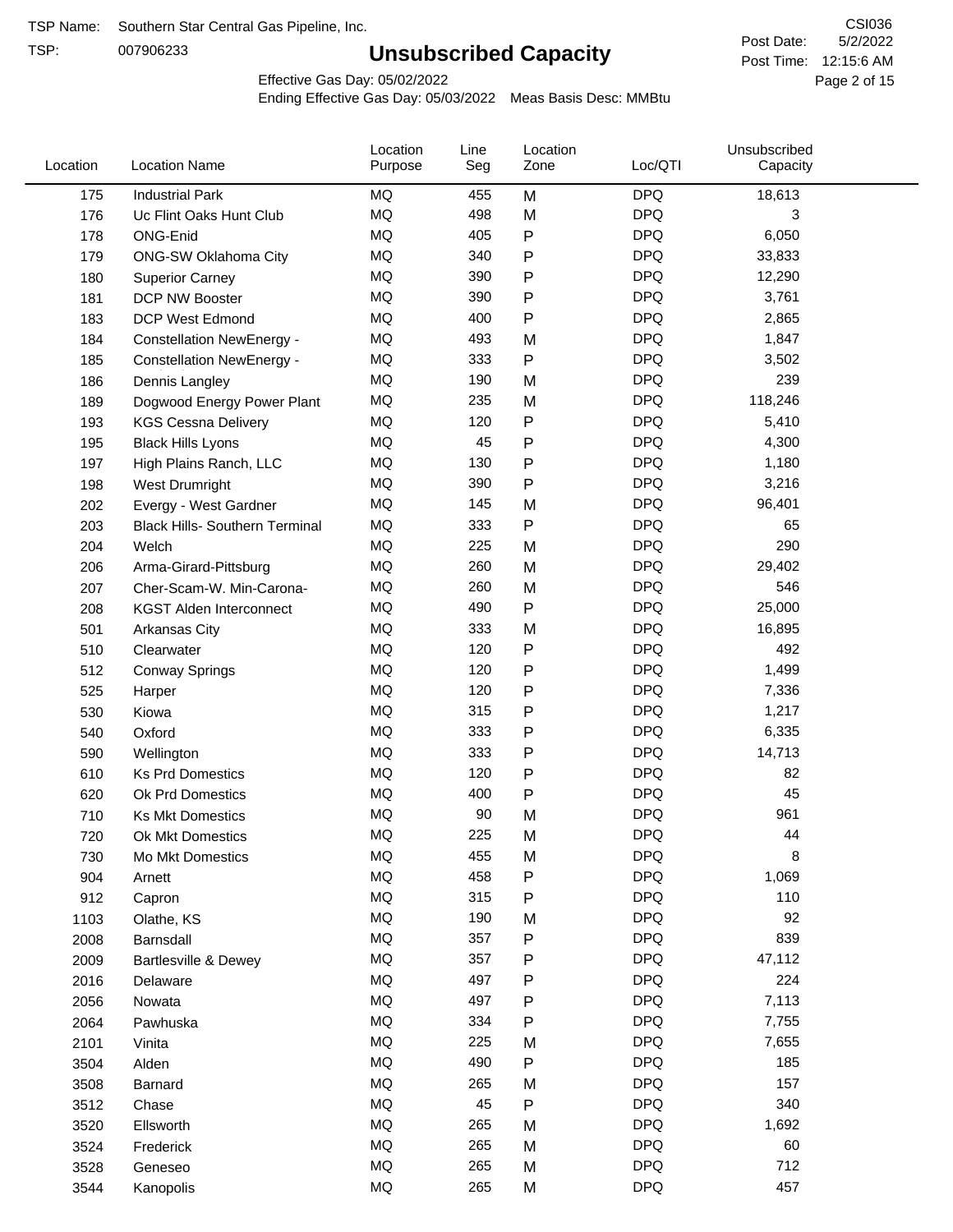TSP Name: Southern Star Central Gas Pipeline, Inc.

TSP: 007906233

# Unsubscribed Capacity

CSI036

Post Date: 5/2/2022

Post Time: 12:15:6 AM

Effective Gas Day: 05/02/2022

Ending Effective Gas Day: 05/03/2022 Meas Basis Desc: MMBtu

| Location | Location Name | Location Purpose | Line Seg | Location Zone | Loc/QTI | Unsubscribed Capacity |
|---|---|---|---|---|---|---|
| 175 | Industrial Park | MQ | 455 | M | DPQ | 18,613 |
| 176 | Uc Flint Oaks Hunt Club | MQ | 498 | M | DPQ | 3 |
| 178 | ONG-Enid | MQ | 405 | P | DPQ | 6,050 |
| 179 | ONG-SW Oklahoma City | MQ | 340 | P | DPQ | 33,833 |
| 180 | Superior Carney | MQ | 390 | P | DPQ | 12,290 |
| 181 | DCP NW Booster | MQ | 390 | P | DPQ | 3,761 |
| 183 | DCP West Edmond | MQ | 400 | P | DPQ | 2,865 |
| 184 | Constellation NewEnergy - | MQ | 493 | M | DPQ | 1,847 |
| 185 | Constellation NewEnergy - | MQ | 333 | P | DPQ | 3,502 |
| 186 | Dennis Langley | MQ | 190 | M | DPQ | 239 |
| 189 | Dogwood Energy Power Plant | MQ | 235 | M | DPQ | 118,246 |
| 193 | KGS Cessna Delivery | MQ | 120 | P | DPQ | 5,410 |
| 195 | Black Hills Lyons | MQ | 45 | P | DPQ | 4,300 |
| 197 | High Plains Ranch, LLC | MQ | 130 | P | DPQ | 1,180 |
| 198 | West Drumright | MQ | 390 | P | DPQ | 3,216 |
| 202 | Evergy - West Gardner | MQ | 145 | M | DPQ | 96,401 |
| 203 | Black Hills- Southern Terminal | MQ | 333 | P | DPQ | 65 |
| 204 | Welch | MQ | 225 | M | DPQ | 290 |
| 206 | Arma-Girard-Pittsburg | MQ | 260 | M | DPQ | 29,402 |
| 207 | Cher-Scam-W. Min-Carona- | MQ | 260 | M | DPQ | 546 |
| 208 | KGST Alden Interconnect | MQ | 490 | P | DPQ | 25,000 |
| 501 | Arkansas City | MQ | 333 | M | DPQ | 16,895 |
| 510 | Clearwater | MQ | 120 | P | DPQ | 492 |
| 512 | Conway Springs | MQ | 120 | P | DPQ | 1,499 |
| 525 | Harper | MQ | 120 | P | DPQ | 7,336 |
| 530 | Kiowa | MQ | 315 | P | DPQ | 1,217 |
| 540 | Oxford | MQ | 333 | P | DPQ | 6,335 |
| 590 | Wellington | MQ | 333 | P | DPQ | 14,713 |
| 610 | Ks Prd Domestics | MQ | 120 | P | DPQ | 82 |
| 620 | Ok Prd Domestics | MQ | 400 | P | DPQ | 45 |
| 710 | Ks Mkt Domestics | MQ | 90 | M | DPQ | 961 |
| 720 | Ok Mkt Domestics | MQ | 225 | M | DPQ | 44 |
| 730 | Mo Mkt Domestics | MQ | 455 | M | DPQ | 8 |
| 904 | Arnett | MQ | 458 | P | DPQ | 1,069 |
| 912 | Capron | MQ | 315 | P | DPQ | 110 |
| 1103 | Olathe, KS | MQ | 190 | M | DPQ | 92 |
| 2008 | Barnsdall | MQ | 357 | P | DPQ | 839 |
| 2009 | Bartlesville & Dewey | MQ | 357 | P | DPQ | 47,112 |
| 2016 | Delaware | MQ | 497 | P | DPQ | 224 |
| 2056 | Nowata | MQ | 497 | P | DPQ | 7,113 |
| 2064 | Pawhuska | MQ | 334 | P | DPQ | 7,755 |
| 2101 | Vinita | MQ | 225 | M | DPQ | 7,655 |
| 3504 | Alden | MQ | 490 | P | DPQ | 185 |
| 3508 | Barnard | MQ | 265 | M | DPQ | 157 |
| 3512 | Chase | MQ | 45 | P | DPQ | 340 |
| 3520 | Ellsworth | MQ | 265 | M | DPQ | 1,692 |
| 3524 | Frederick | MQ | 265 | M | DPQ | 60 |
| 3528 | Geneseo | MQ | 265 | M | DPQ | 712 |
| 3544 | Kanopolis | MQ | 265 | M | DPQ | 457 |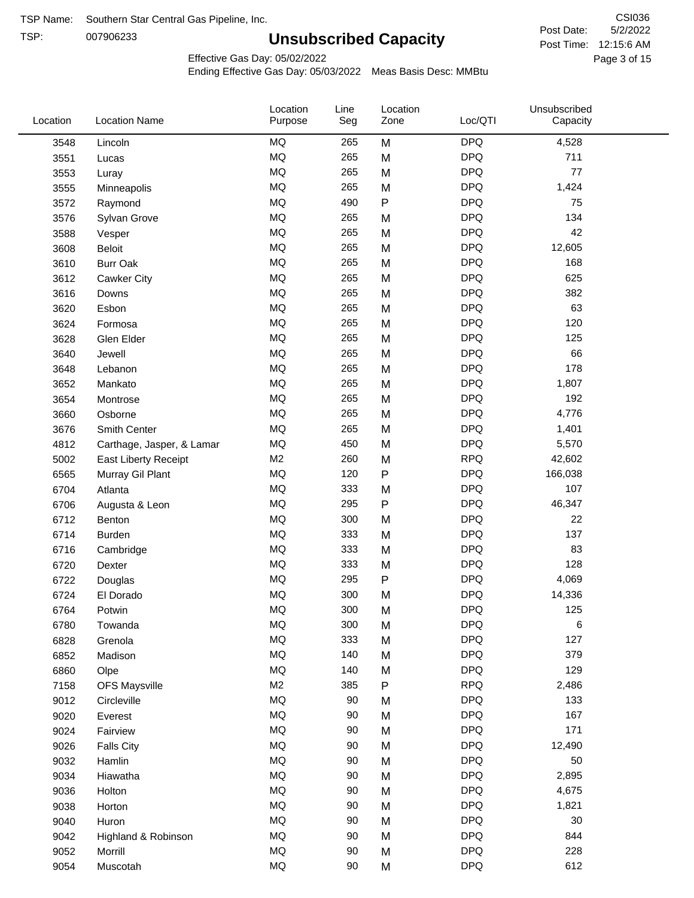TSP Name: Southern Star Central Gas Pipeline, Inc.

TSP: 007906233

# Unsubscribed Capacity

CSI036

Post Date: 5/2/2022

Post Time: 12:15:6 AM

Effective Gas Day: 05/02/2022

Ending Effective Gas Day: 05/03/2022 Meas Basis Desc: MMBtu

| Location | Location Name | Location Purpose | Line Seg | Location Zone | Loc/QTI | Unsubscribed Capacity |
|---|---|---|---|---|---|---|
| 3548 | Lincoln | MQ | 265 | M | DPQ | 4,528 |
| 3551 | Lucas | MQ | 265 | M | DPQ | 711 |
| 3553 | Luray | MQ | 265 | M | DPQ | 77 |
| 3555 | Minneapolis | MQ | 265 | M | DPQ | 1,424 |
| 3572 | Raymond | MQ | 490 | P | DPQ | 75 |
| 3576 | Sylvan Grove | MQ | 265 | M | DPQ | 134 |
| 3588 | Vesper | MQ | 265 | M | DPQ | 42 |
| 3608 | Beloit | MQ | 265 | M | DPQ | 12,605 |
| 3610 | Burr Oak | MQ | 265 | M | DPQ | 168 |
| 3612 | Cawker City | MQ | 265 | M | DPQ | 625 |
| 3616 | Downs | MQ | 265 | M | DPQ | 382 |
| 3620 | Esbon | MQ | 265 | M | DPQ | 63 |
| 3624 | Formosa | MQ | 265 | M | DPQ | 120 |
| 3628 | Glen Elder | MQ | 265 | M | DPQ | 125 |
| 3640 | Jewell | MQ | 265 | M | DPQ | 66 |
| 3648 | Lebanon | MQ | 265 | M | DPQ | 178 |
| 3652 | Mankato | MQ | 265 | M | DPQ | 1,807 |
| 3654 | Montrose | MQ | 265 | M | DPQ | 192 |
| 3660 | Osborne | MQ | 265 | M | DPQ | 4,776 |
| 3676 | Smith Center | MQ | 265 | M | DPQ | 1,401 |
| 4812 | Carthage, Jasper, & Lamar | MQ | 450 | M | DPQ | 5,570 |
| 5002 | East Liberty Receipt | M2 | 260 | M | RPQ | 42,602 |
| 6565 | Murray Gil Plant | MQ | 120 | P | DPQ | 166,038 |
| 6704 | Atlanta | MQ | 333 | M | DPQ | 107 |
| 6706 | Augusta & Leon | MQ | 295 | P | DPQ | 46,347 |
| 6712 | Benton | MQ | 300 | M | DPQ | 22 |
| 6714 | Burden | MQ | 333 | M | DPQ | 137 |
| 6716 | Cambridge | MQ | 333 | M | DPQ | 83 |
| 6720 | Dexter | MQ | 333 | M | DPQ | 128 |
| 6722 | Douglas | MQ | 295 | P | DPQ | 4,069 |
| 6724 | El Dorado | MQ | 300 | M | DPQ | 14,336 |
| 6764 | Potwin | MQ | 300 | M | DPQ | 125 |
| 6780 | Towanda | MQ | 300 | M | DPQ | 6 |
| 6828 | Grenola | MQ | 333 | M | DPQ | 127 |
| 6852 | Madison | MQ | 140 | M | DPQ | 379 |
| 6860 | Olpe | MQ | 140 | M | DPQ | 129 |
| 7158 | OFS Maysville | M2 | 385 | P | RPQ | 2,486 |
| 9012 | Circleville | MQ | 90 | M | DPQ | 133 |
| 9020 | Everest | MQ | 90 | M | DPQ | 167 |
| 9024 | Fairview | MQ | 90 | M | DPQ | 171 |
| 9026 | Falls City | MQ | 90 | M | DPQ | 12,490 |
| 9032 | Hamlin | MQ | 90 | M | DPQ | 50 |
| 9034 | Hiawatha | MQ | 90 | M | DPQ | 2,895 |
| 9036 | Holton | MQ | 90 | M | DPQ | 4,675 |
| 9038 | Horton | MQ | 90 | M | DPQ | 1,821 |
| 9040 | Huron | MQ | 90 | M | DPQ | 30 |
| 9042 | Highland & Robinson | MQ | 90 | M | DPQ | 844 |
| 9052 | Morrill | MQ | 90 | M | DPQ | 228 |
| 9054 | Muscotah | MQ | 90 | M | DPQ | 612 |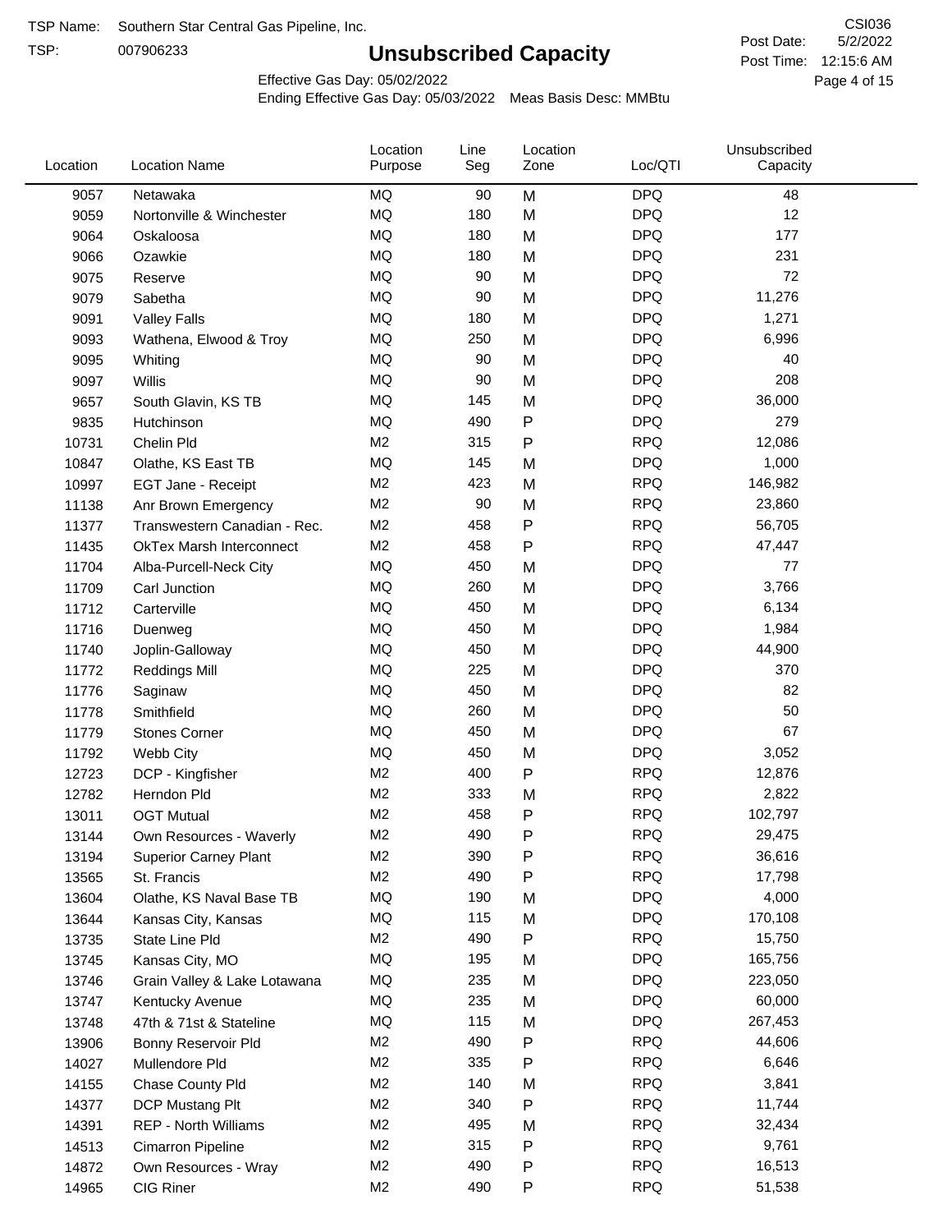TSP Name: Southern Star Central Gas Pipeline, Inc.

TSP: 007906233

# Unsubscribed Capacity

CSI036

Post Date: 5/2/2022

Post Time: 12:15:6 AM

Effective Gas Day: 05/02/2022

Ending Effective Gas Day: 05/03/2022 Meas Basis Desc: MMBtu

| Location | Location Name | Location Purpose | Line Seg | Location Zone | Loc/QTI | Unsubscribed Capacity |
|---|---|---|---|---|---|---|
| 9057 | Netawaka | MQ | 90 | M | DPQ | 48 |
| 9059 | Nortonville & Winchester | MQ | 180 | M | DPQ | 12 |
| 9064 | Oskaloosa | MQ | 180 | M | DPQ | 177 |
| 9066 | Ozawkie | MQ | 180 | M | DPQ | 231 |
| 9075 | Reserve | MQ | 90 | M | DPQ | 72 |
| 9079 | Sabetha | MQ | 90 | M | DPQ | 11,276 |
| 9091 | Valley Falls | MQ | 180 | M | DPQ | 1,271 |
| 9093 | Wathena, Elwood & Troy | MQ | 250 | M | DPQ | 6,996 |
| 9095 | Whiting | MQ | 90 | M | DPQ | 40 |
| 9097 | Willis | MQ | 90 | M | DPQ | 208 |
| 9657 | South Glavin, KS TB | MQ | 145 | M | DPQ | 36,000 |
| 9835 | Hutchinson | MQ | 490 | P | DPQ | 279 |
| 10731 | Chelin Pld | M2 | 315 | P | RPQ | 12,086 |
| 10847 | Olathe, KS East TB | MQ | 145 | M | DPQ | 1,000 |
| 10997 | EGT Jane - Receipt | M2 | 423 | M | RPQ | 146,982 |
| 11138 | Anr Brown Emergency | M2 | 90 | M | RPQ | 23,860 |
| 11377 | Transwestern Canadian - Rec. | M2 | 458 | P | RPQ | 56,705 |
| 11435 | OkTex Marsh Interconnect | M2 | 458 | P | RPQ | 47,447 |
| 11704 | Alba-Purcell-Neck City | MQ | 450 | M | DPQ | 77 |
| 11709 | Carl Junction | MQ | 260 | M | DPQ | 3,766 |
| 11712 | Carterville | MQ | 450 | M | DPQ | 6,134 |
| 11716 | Duenweg | MQ | 450 | M | DPQ | 1,984 |
| 11740 | Joplin-Galloway | MQ | 450 | M | DPQ | 44,900 |
| 11772 | Reddings Mill | MQ | 225 | M | DPQ | 370 |
| 11776 | Saginaw | MQ | 450 | M | DPQ | 82 |
| 11778 | Smithfield | MQ | 260 | M | DPQ | 50 |
| 11779 | Stones Corner | MQ | 450 | M | DPQ | 67 |
| 11792 | Webb City | MQ | 450 | M | DPQ | 3,052 |
| 12723 | DCP - Kingfisher | M2 | 400 | P | RPQ | 12,876 |
| 12782 | Herndon Pld | M2 | 333 | M | RPQ | 2,822 |
| 13011 | OGT Mutual | M2 | 458 | P | RPQ | 102,797 |
| 13144 | Own Resources - Waverly | M2 | 490 | P | RPQ | 29,475 |
| 13194 | Superior Carney Plant | M2 | 390 | P | RPQ | 36,616 |
| 13565 | St. Francis | M2 | 490 | P | RPQ | 17,798 |
| 13604 | Olathe, KS Naval Base TB | MQ | 190 | M | DPQ | 4,000 |
| 13644 | Kansas City, Kansas | MQ | 115 | M | DPQ | 170,108 |
| 13735 | State Line Pld | M2 | 490 | P | RPQ | 15,750 |
| 13745 | Kansas City, MO | MQ | 195 | M | DPQ | 165,756 |
| 13746 | Grain Valley & Lake Lotawana | MQ | 235 | M | DPQ | 223,050 |
| 13747 | Kentucky Avenue | MQ | 235 | M | DPQ | 60,000 |
| 13748 | 47th & 71st & Stateline | MQ | 115 | M | DPQ | 267,453 |
| 13906 | Bonny Reservoir Pld | M2 | 490 | P | RPQ | 44,606 |
| 14027 | Mullendore Pld | M2 | 335 | P | RPQ | 6,646 |
| 14155 | Chase County Pld | M2 | 140 | M | RPQ | 3,841 |
| 14377 | DCP Mustang Plt | M2 | 340 | P | RPQ | 11,744 |
| 14391 | REP - North Williams | M2 | 495 | M | RPQ | 32,434 |
| 14513 | Cimarron Pipeline | M2 | 315 | P | RPQ | 9,761 |
| 14872 | Own Resources - Wray | M2 | 490 | P | RPQ | 16,513 |
| 14965 | CIG Riner | M2 | 490 | P | RPQ | 51,538 |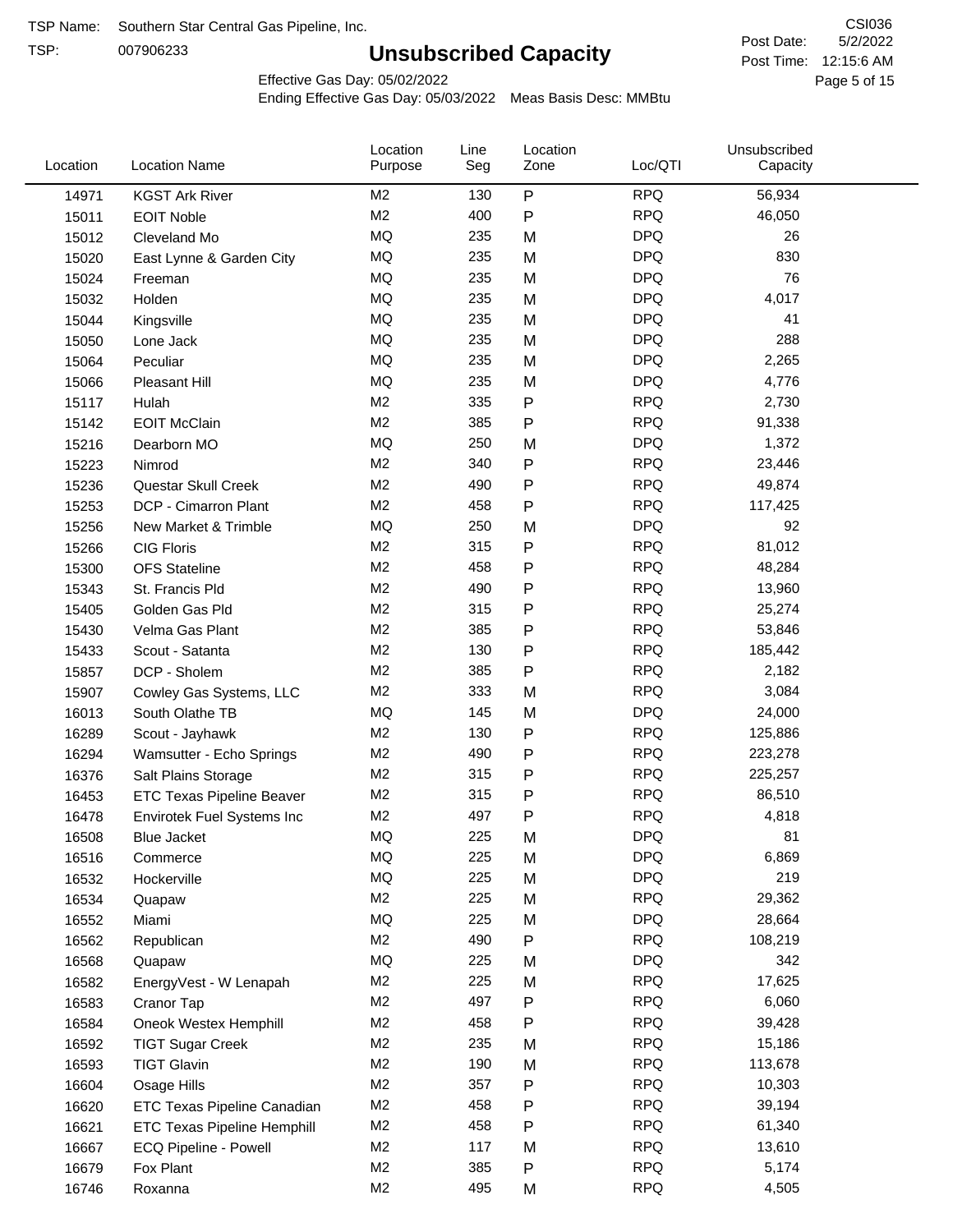TSP Name: Southern Star Central Gas Pipeline, Inc.

TSP: 007906233

# Unsubscribed Capacity

CSI036

Post Date: 5/2/2022

Post Time: 12:15:6 AM

Effective Gas Day: 05/02/2022

Ending Effective Gas Day: 05/03/2022 Meas Basis Desc: MMBtu

| Location | Location Name | Location Purpose | Line Seg | Location Zone | Loc/QTI | Unsubscribed Capacity |
|---|---|---|---|---|---|---|
| 14971 | KGST Ark River | M2 | 130 | P | RPQ | 56,934 |
| 15011 | EOIT Noble | M2 | 400 | P | RPQ | 46,050 |
| 15012 | Cleveland Mo | MQ | 235 | M | DPQ | 26 |
| 15020 | East Lynne & Garden City | MQ | 235 | M | DPQ | 830 |
| 15024 | Freeman | MQ | 235 | M | DPQ | 76 |
| 15032 | Holden | MQ | 235 | M | DPQ | 4,017 |
| 15044 | Kingsville | MQ | 235 | M | DPQ | 41 |
| 15050 | Lone Jack | MQ | 235 | M | DPQ | 288 |
| 15064 | Peculiar | MQ | 235 | M | DPQ | 2,265 |
| 15066 | Pleasant Hill | MQ | 235 | M | DPQ | 4,776 |
| 15117 | Hulah | M2 | 335 | P | RPQ | 2,730 |
| 15142 | EOIT McClain | M2 | 385 | P | RPQ | 91,338 |
| 15216 | Dearborn MO | MQ | 250 | M | DPQ | 1,372 |
| 15223 | Nimrod | M2 | 340 | P | RPQ | 23,446 |
| 15236 | Questar Skull Creek | M2 | 490 | P | RPQ | 49,874 |
| 15253 | DCP - Cimarron Plant | M2 | 458 | P | RPQ | 117,425 |
| 15256 | New Market & Trimble | MQ | 250 | M | DPQ | 92 |
| 15266 | CIG Floris | M2 | 315 | P | RPQ | 81,012 |
| 15300 | OFS Stateline | M2 | 458 | P | RPQ | 48,284 |
| 15343 | St. Francis Pld | M2 | 490 | P | RPQ | 13,960 |
| 15405 | Golden Gas Pld | M2 | 315 | P | RPQ | 25,274 |
| 15430 | Velma Gas Plant | M2 | 385 | P | RPQ | 53,846 |
| 15433 | Scout - Satanta | M2 | 130 | P | RPQ | 185,442 |
| 15857 | DCP - Sholem | M2 | 385 | P | RPQ | 2,182 |
| 15907 | Cowley Gas Systems, LLC | M2 | 333 | M | RPQ | 3,084 |
| 16013 | South Olathe TB | MQ | 145 | M | DPQ | 24,000 |
| 16289 | Scout - Jayhawk | M2 | 130 | P | RPQ | 125,886 |
| 16294 | Wamsutter - Echo Springs | M2 | 490 | P | RPQ | 223,278 |
| 16376 | Salt Plains Storage | M2 | 315 | P | RPQ | 225,257 |
| 16453 | ETC Texas Pipeline Beaver | M2 | 315 | P | RPQ | 86,510 |
| 16478 | Envirotek Fuel Systems Inc | M2 | 497 | P | RPQ | 4,818 |
| 16508 | Blue Jacket | MQ | 225 | M | DPQ | 81 |
| 16516 | Commerce | MQ | 225 | M | DPQ | 6,869 |
| 16532 | Hockerville | MQ | 225 | M | DPQ | 219 |
| 16534 | Quapaw | M2 | 225 | M | RPQ | 29,362 |
| 16552 | Miami | MQ | 225 | M | DPQ | 28,664 |
| 16562 | Republican | M2 | 490 | P | RPQ | 108,219 |
| 16568 | Quapaw | MQ | 225 | M | DPQ | 342 |
| 16582 | EnergyVest - W Lenapah | M2 | 225 | M | RPQ | 17,625 |
| 16583 | Cranor Tap | M2 | 497 | P | RPQ | 6,060 |
| 16584 | Oneok Westex Hemphill | M2 | 458 | P | RPQ | 39,428 |
| 16592 | TIGT Sugar Creek | M2 | 235 | M | RPQ | 15,186 |
| 16593 | TIGT Glavin | M2 | 190 | M | RPQ | 113,678 |
| 16604 | Osage Hills | M2 | 357 | P | RPQ | 10,303 |
| 16620 | ETC Texas Pipeline Canadian | M2 | 458 | P | RPQ | 39,194 |
| 16621 | ETC Texas Pipeline Hemphill | M2 | 458 | P | RPQ | 61,340 |
| 16667 | ECQ Pipeline - Powell | M2 | 117 | M | RPQ | 13,610 |
| 16679 | Fox Plant | M2 | 385 | P | RPQ | 5,174 |
| 16746 | Roxanna | M2 | 495 | M | RPQ | 4,505 |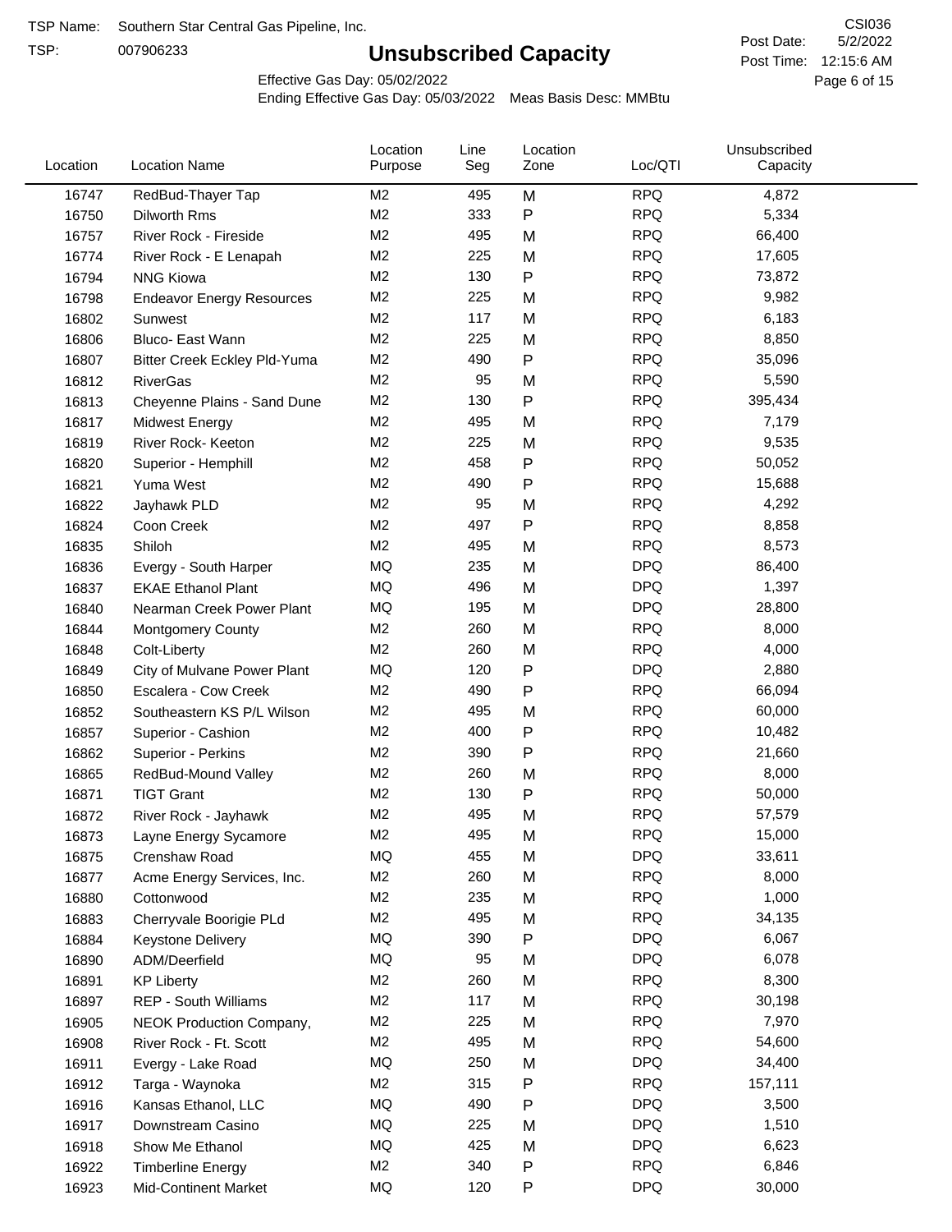TSP Name: Southern Star Central Gas Pipeline, Inc.

TSP: 007906233

# Unsubscribed Capacity

CSI036

Post Date: 5/2/2022

Post Time: 12:15:6 AM

Effective Gas Day: 05/02/2022

Ending Effective Gas Day: 05/03/2022 Meas Basis Desc: MMBtu

| Location | Location Name | Location Purpose | Line Seg | Location Zone | Loc/QTI | Unsubscribed Capacity |
|---|---|---|---|---|---|---|
| 16747 | RedBud-Thayer Tap | M2 | 495 | M | RPQ | 4,872 |
| 16750 | Dilworth Rms | M2 | 333 | P | RPQ | 5,334 |
| 16757 | River Rock - Fireside | M2 | 495 | M | RPQ | 66,400 |
| 16774 | River Rock - E Lenapah | M2 | 225 | M | RPQ | 17,605 |
| 16794 | NNG Kiowa | M2 | 130 | P | RPQ | 73,872 |
| 16798 | Endeavor Energy Resources | M2 | 225 | M | RPQ | 9,982 |
| 16802 | Sunwest | M2 | 117 | M | RPQ | 6,183 |
| 16806 | Bluco- East Wann | M2 | 225 | M | RPQ | 8,850 |
| 16807 | Bitter Creek Eckley Pld-Yuma | M2 | 490 | P | RPQ | 35,096 |
| 16812 | RiverGas | M2 | 95 | M | RPQ | 5,590 |
| 16813 | Cheyenne Plains - Sand Dune | M2 | 130 | P | RPQ | 395,434 |
| 16817 | Midwest Energy | M2 | 495 | M | RPQ | 7,179 |
| 16819 | River Rock- Keeton | M2 | 225 | M | RPQ | 9,535 |
| 16820 | Superior - Hemphill | M2 | 458 | P | RPQ | 50,052 |
| 16821 | Yuma West | M2 | 490 | P | RPQ | 15,688 |
| 16822 | Jayhawk PLD | M2 | 95 | M | RPQ | 4,292 |
| 16824 | Coon Creek | M2 | 497 | P | RPQ | 8,858 |
| 16835 | Shiloh | M2 | 495 | M | RPQ | 8,573 |
| 16836 | Evergy - South Harper | MQ | 235 | M | DPQ | 86,400 |
| 16837 | EKAE Ethanol Plant | MQ | 496 | M | DPQ | 1,397 |
| 16840 | Nearman Creek Power Plant | MQ | 195 | M | DPQ | 28,800 |
| 16844 | Montgomery County | M2 | 260 | M | RPQ | 8,000 |
| 16848 | Colt-Liberty | M2 | 260 | M | RPQ | 4,000 |
| 16849 | City of Mulvane Power Plant | MQ | 120 | P | DPQ | 2,880 |
| 16850 | Escalera - Cow Creek | M2 | 490 | P | RPQ | 66,094 |
| 16852 | Southeastern KS P/L Wilson | M2 | 495 | M | RPQ | 60,000 |
| 16857 | Superior - Cashion | M2 | 400 | P | RPQ | 10,482 |
| 16862 | Superior - Perkins | M2 | 390 | P | RPQ | 21,660 |
| 16865 | RedBud-Mound Valley | M2 | 260 | M | RPQ | 8,000 |
| 16871 | TIGT Grant | M2 | 130 | P | RPQ | 50,000 |
| 16872 | River Rock - Jayhawk | M2 | 495 | M | RPQ | 57,579 |
| 16873 | Layne Energy Sycamore | M2 | 495 | M | RPQ | 15,000 |
| 16875 | Crenshaw Road | MQ | 455 | M | DPQ | 33,611 |
| 16877 | Acme Energy Services, Inc. | M2 | 260 | M | RPQ | 8,000 |
| 16880 | Cottonwood | M2 | 235 | M | RPQ | 1,000 |
| 16883 | Cherryvale Boorigie PLd | M2 | 495 | M | RPQ | 34,135 |
| 16884 | Keystone Delivery | MQ | 390 | P | DPQ | 6,067 |
| 16890 | ADM/Deerfield | MQ | 95 | M | DPQ | 6,078 |
| 16891 | KP Liberty | M2 | 260 | M | RPQ | 8,300 |
| 16897 | REP - South Williams | M2 | 117 | M | RPQ | 30,198 |
| 16905 | NEOK Production Company, | M2 | 225 | M | RPQ | 7,970 |
| 16908 | River Rock - Ft. Scott | M2 | 495 | M | RPQ | 54,600 |
| 16911 | Evergy - Lake Road | MQ | 250 | M | DPQ | 34,400 |
| 16912 | Targa - Waynoka | M2 | 315 | P | RPQ | 157,111 |
| 16916 | Kansas Ethanol, LLC | MQ | 490 | P | DPQ | 3,500 |
| 16917 | Downstream Casino | MQ | 225 | M | DPQ | 1,510 |
| 16918 | Show Me Ethanol | MQ | 425 | M | DPQ | 6,623 |
| 16922 | Timberline Energy | M2 | 340 | P | RPQ | 6,846 |
| 16923 | Mid-Continent Market | MQ | 120 | P | DPQ | 30,000 |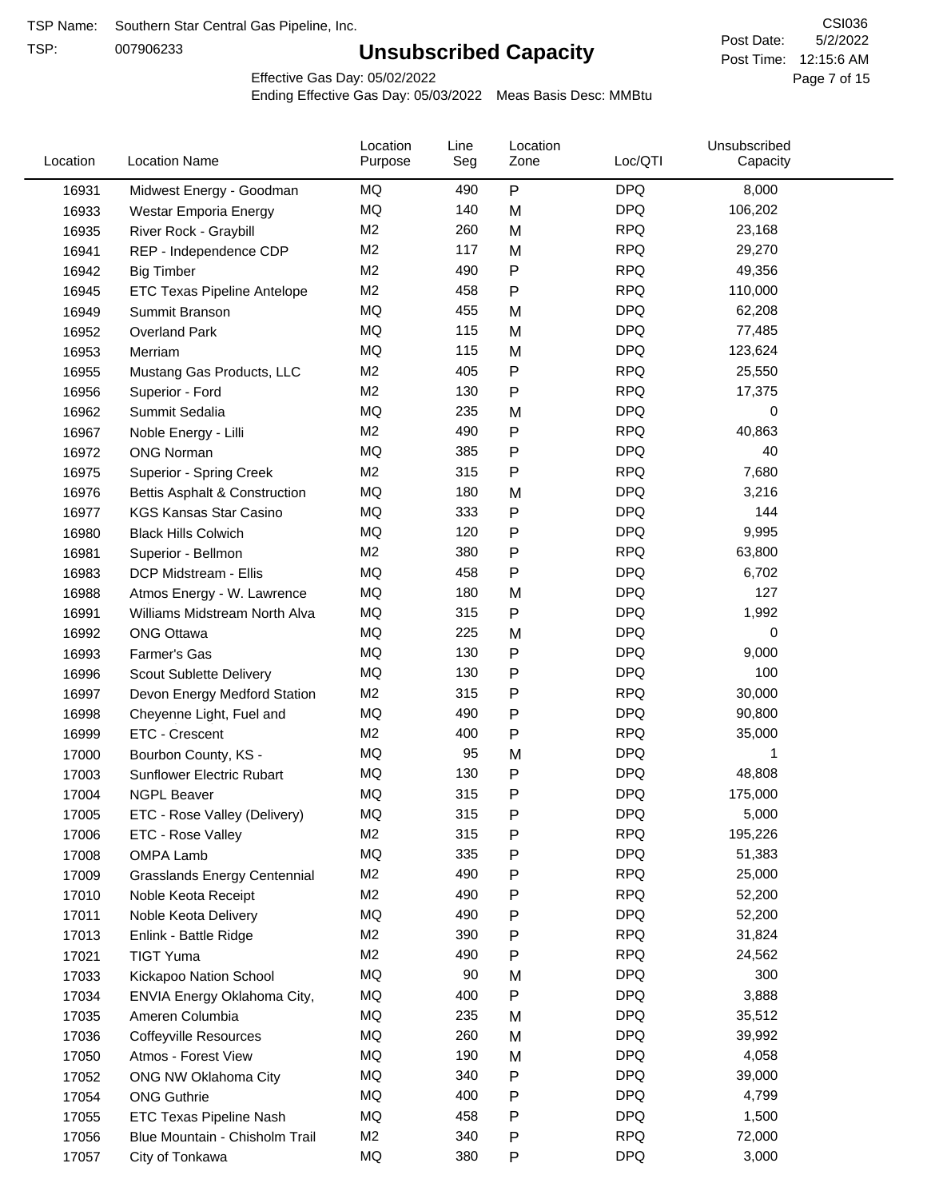TSP Name: Southern Star Central Gas Pipeline, Inc.

TSP: 007906233

# Unsubscribed Capacity

CSI036

Post Date: 5/2/2022

Post Time: 12:15:6 AM

Effective Gas Day: 05/02/2022

Ending Effective Gas Day: 05/03/2022 Meas Basis Desc: MMBtu

| Location | Location Name | Location Purpose | Line Seg | Location Zone | Loc/QTI | Unsubscribed Capacity |
|---|---|---|---|---|---|---|
| 16931 | Midwest Energy - Goodman | MQ | 490 | P | DPQ | 8,000 |
| 16933 | Westar Emporia Energy | MQ | 140 | M | DPQ | 106,202 |
| 16935 | River Rock - Graybill | M2 | 260 | M | RPQ | 23,168 |
| 16941 | REP - Independence CDP | M2 | 117 | M | RPQ | 29,270 |
| 16942 | Big Timber | M2 | 490 | P | RPQ | 49,356 |
| 16945 | ETC Texas Pipeline Antelope | M2 | 458 | P | RPQ | 110,000 |
| 16949 | Summit Branson | MQ | 455 | M | DPQ | 62,208 |
| 16952 | Overland Park | MQ | 115 | M | DPQ | 77,485 |
| 16953 | Merriam | MQ | 115 | M | DPQ | 123,624 |
| 16955 | Mustang Gas Products, LLC | M2 | 405 | P | RPQ | 25,550 |
| 16956 | Superior - Ford | M2 | 130 | P | RPQ | 17,375 |
| 16962 | Summit Sedalia | MQ | 235 | M | DPQ | 0 |
| 16967 | Noble Energy - Lilli | M2 | 490 | P | RPQ | 40,863 |
| 16972 | ONG Norman | MQ | 385 | P | DPQ | 40 |
| 16975 | Superior - Spring Creek | M2 | 315 | P | RPQ | 7,680 |
| 16976 | Bettis Asphalt & Construction | MQ | 180 | M | DPQ | 3,216 |
| 16977 | KGS Kansas Star Casino | MQ | 333 | P | DPQ | 144 |
| 16980 | Black Hills Colwich | MQ | 120 | P | DPQ | 9,995 |
| 16981 | Superior - Bellmon | M2 | 380 | P | RPQ | 63,800 |
| 16983 | DCP Midstream - Ellis | MQ | 458 | P | DPQ | 6,702 |
| 16988 | Atmos Energy - W. Lawrence | MQ | 180 | M | DPQ | 127 |
| 16991 | Williams Midstream North Alva | MQ | 315 | P | DPQ | 1,992 |
| 16992 | ONG Ottawa | MQ | 225 | M | DPQ | 0 |
| 16993 | Farmer's Gas | MQ | 130 | P | DPQ | 9,000 |
| 16996 | Scout Sublette Delivery | MQ | 130 | P | DPQ | 100 |
| 16997 | Devon Energy Medford Station | M2 | 315 | P | RPQ | 30,000 |
| 16998 | Cheyenne Light, Fuel and | MQ | 490 | P | DPQ | 90,800 |
| 16999 | ETC - Crescent | M2 | 400 | P | RPQ | 35,000 |
| 17000 | Bourbon County, KS - | MQ | 95 | M | DPQ | 1 |
| 17003 | Sunflower Electric Rubart | MQ | 130 | P | DPQ | 48,808 |
| 17004 | NGPL Beaver | MQ | 315 | P | DPQ | 175,000 |
| 17005 | ETC - Rose Valley (Delivery) | MQ | 315 | P | DPQ | 5,000 |
| 17006 | ETC - Rose Valley | M2 | 315 | P | RPQ | 195,226 |
| 17008 | OMPA Lamb | MQ | 335 | P | DPQ | 51,383 |
| 17009 | Grasslands Energy Centennial | M2 | 490 | P | RPQ | 25,000 |
| 17010 | Noble Keota Receipt | M2 | 490 | P | RPQ | 52,200 |
| 17011 | Noble Keota Delivery | MQ | 490 | P | DPQ | 52,200 |
| 17013 | Enlink - Battle Ridge | M2 | 390 | P | RPQ | 31,824 |
| 17021 | TIGT Yuma | M2 | 490 | P | RPQ | 24,562 |
| 17033 | Kickapoo Nation School | MQ | 90 | M | DPQ | 300 |
| 17034 | ENVIA Energy Oklahoma City, | MQ | 400 | P | DPQ | 3,888 |
| 17035 | Ameren Columbia | MQ | 235 | M | DPQ | 35,512 |
| 17036 | Coffeyville Resources | MQ | 260 | M | DPQ | 39,992 |
| 17050 | Atmos - Forest View | MQ | 190 | M | DPQ | 4,058 |
| 17052 | ONG NW Oklahoma City | MQ | 340 | P | DPQ | 39,000 |
| 17054 | ONG Guthrie | MQ | 400 | P | DPQ | 4,799 |
| 17055 | ETC Texas Pipeline Nash | MQ | 458 | P | DPQ | 1,500 |
| 17056 | Blue Mountain - Chisholm Trail | M2 | 340 | P | RPQ | 72,000 |
| 17057 | City of Tonkawa | MQ | 380 | P | DPQ | 3,000 |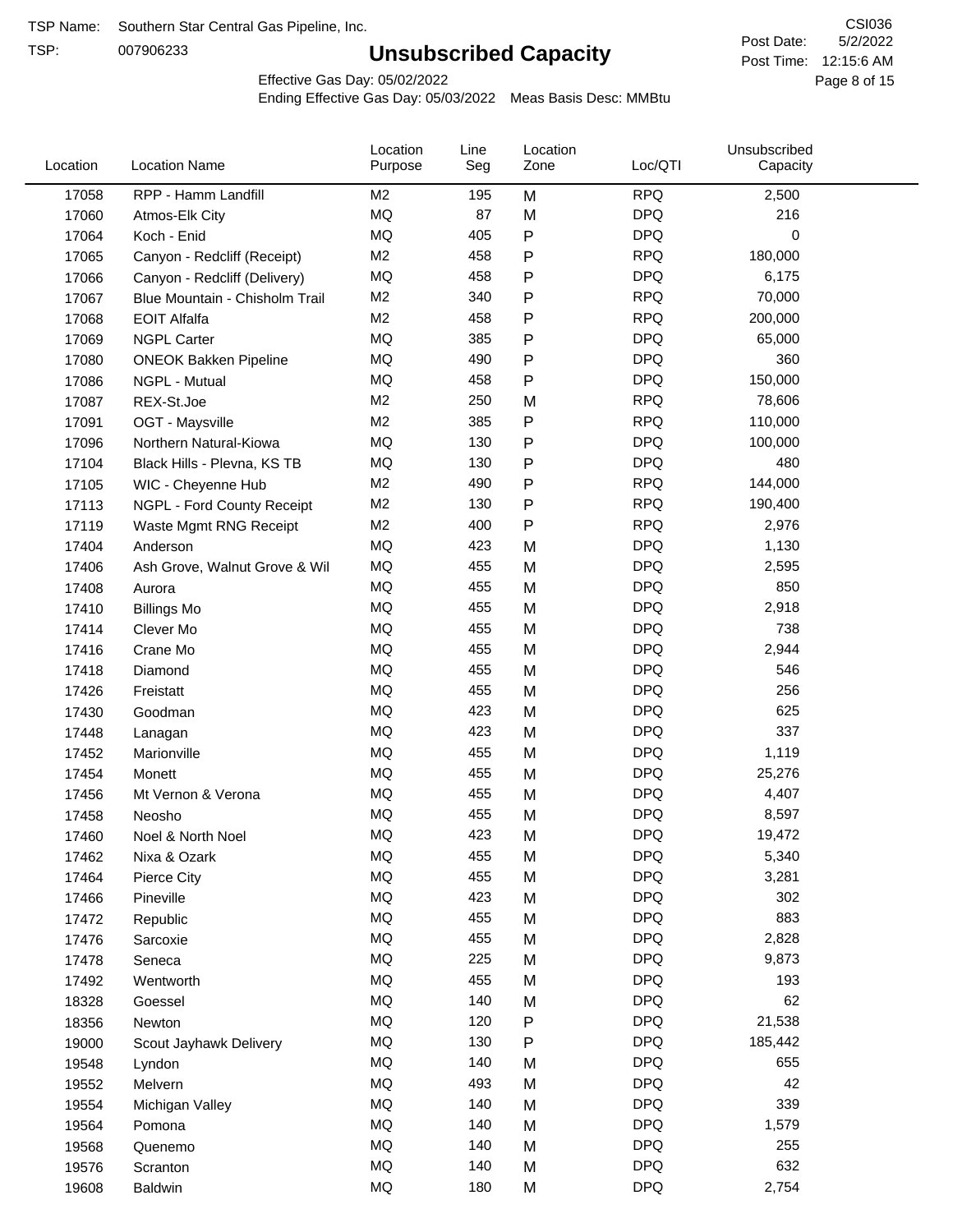TSP Name: Southern Star Central Gas Pipeline, Inc.

TSP: 007906233

# Unsubscribed Capacity

CSI036

Post Date: 5/2/2022

Post Time: 12:15:6 AM

Effective Gas Day: 05/02/2022

Ending Effective Gas Day: 05/03/2022 Meas Basis Desc: MMBtu

| Location | Location Name | Location Purpose | Line Seg | Location Zone | Loc/QTI | Unsubscribed Capacity |
|---|---|---|---|---|---|---|
| 17058 | RPP - Hamm Landfill | M2 | 195 | M | RPQ | 2,500 |
| 17060 | Atmos-Elk City | MQ | 87 | M | DPQ | 216 |
| 17064 | Koch - Enid | MQ | 405 | P | DPQ | 0 |
| 17065 | Canyon - Redcliff (Receipt) | M2 | 458 | P | RPQ | 180,000 |
| 17066 | Canyon - Redcliff (Delivery) | MQ | 458 | P | DPQ | 6,175 |
| 17067 | Blue Mountain - Chisholm Trail | M2 | 340 | P | RPQ | 70,000 |
| 17068 | EOIT Alfalfa | M2 | 458 | P | RPQ | 200,000 |
| 17069 | NGPL Carter | MQ | 385 | P | DPQ | 65,000 |
| 17080 | ONEOK Bakken Pipeline | MQ | 490 | P | DPQ | 360 |
| 17086 | NGPL - Mutual | MQ | 458 | P | DPQ | 150,000 |
| 17087 | REX-St.Joe | M2 | 250 | M | RPQ | 78,606 |
| 17091 | OGT - Maysville | M2 | 385 | P | RPQ | 110,000 |
| 17096 | Northern Natural-Kiowa | MQ | 130 | P | DPQ | 100,000 |
| 17104 | Black Hills - Plevna, KS TB | MQ | 130 | P | DPQ | 480 |
| 17105 | WIC - Cheyenne Hub | M2 | 490 | P | RPQ | 144,000 |
| 17113 | NGPL - Ford County Receipt | M2 | 130 | P | RPQ | 190,400 |
| 17119 | Waste Mgmt RNG Receipt | M2 | 400 | P | RPQ | 2,976 |
| 17404 | Anderson | MQ | 423 | M | DPQ | 1,130 |
| 17406 | Ash Grove, Walnut Grove & Wil | MQ | 455 | M | DPQ | 2,595 |
| 17408 | Aurora | MQ | 455 | M | DPQ | 850 |
| 17410 | Billings Mo | MQ | 455 | M | DPQ | 2,918 |
| 17414 | Clever Mo | MQ | 455 | M | DPQ | 738 |
| 17416 | Crane Mo | MQ | 455 | M | DPQ | 2,944 |
| 17418 | Diamond | MQ | 455 | M | DPQ | 546 |
| 17426 | Freistatt | MQ | 455 | M | DPQ | 256 |
| 17430 | Goodman | MQ | 423 | M | DPQ | 625 |
| 17448 | Lanagan | MQ | 423 | M | DPQ | 337 |
| 17452 | Marionville | MQ | 455 | M | DPQ | 1,119 |
| 17454 | Monett | MQ | 455 | M | DPQ | 25,276 |
| 17456 | Mt Vernon & Verona | MQ | 455 | M | DPQ | 4,407 |
| 17458 | Neosho | MQ | 455 | M | DPQ | 8,597 |
| 17460 | Noel & North Noel | MQ | 423 | M | DPQ | 19,472 |
| 17462 | Nixa & Ozark | MQ | 455 | M | DPQ | 5,340 |
| 17464 | Pierce City | MQ | 455 | M | DPQ | 3,281 |
| 17466 | Pineville | MQ | 423 | M | DPQ | 302 |
| 17472 | Republic | MQ | 455 | M | DPQ | 883 |
| 17476 | Sarcoxie | MQ | 455 | M | DPQ | 2,828 |
| 17478 | Seneca | MQ | 225 | M | DPQ | 9,873 |
| 17492 | Wentworth | MQ | 455 | M | DPQ | 193 |
| 18328 | Goessel | MQ | 140 | M | DPQ | 62 |
| 18356 | Newton | MQ | 120 | P | DPQ | 21,538 |
| 19000 | Scout Jayhawk Delivery | MQ | 130 | P | DPQ | 185,442 |
| 19548 | Lyndon | MQ | 140 | M | DPQ | 655 |
| 19552 | Melvern | MQ | 493 | M | DPQ | 42 |
| 19554 | Michigan Valley | MQ | 140 | M | DPQ | 339 |
| 19564 | Pomona | MQ | 140 | M | DPQ | 1,579 |
| 19568 | Quenemo | MQ | 140 | M | DPQ | 255 |
| 19576 | Scranton | MQ | 140 | M | DPQ | 632 |
| 19608 | Baldwin | MQ | 180 | M | DPQ | 2,754 |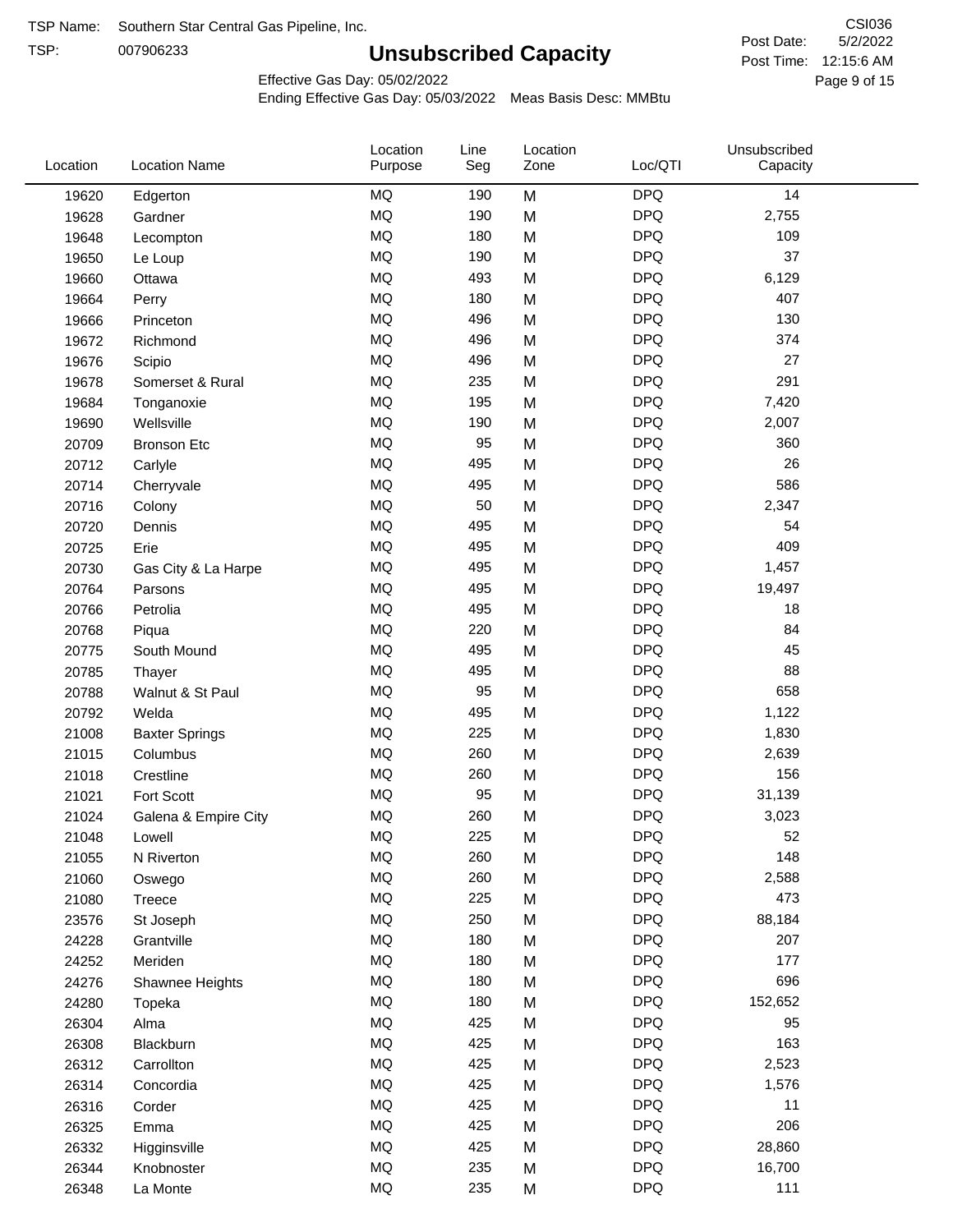TSP Name: Southern Star Central Gas Pipeline, Inc.

TSP: 007906233

# Unsubscribed Capacity

CSI036

Post Date: 5/2/2022

Post Time: 12:15:6 AM

Effective Gas Day: 05/02/2022

Ending Effective Gas Day: 05/03/2022 Meas Basis Desc: MMBtu

| Location | Location Name | Location Purpose | Line Seg | Location Zone | Loc/QTI | Unsubscribed Capacity |
|---|---|---|---|---|---|---|
| 19620 | Edgerton | MQ | 190 | M | DPQ | 14 |
| 19628 | Gardner | MQ | 190 | M | DPQ | 2,755 |
| 19648 | Lecompton | MQ | 180 | M | DPQ | 109 |
| 19650 | Le Loup | MQ | 190 | M | DPQ | 37 |
| 19660 | Ottawa | MQ | 493 | M | DPQ | 6,129 |
| 19664 | Perry | MQ | 180 | M | DPQ | 407 |
| 19666 | Princeton | MQ | 496 | M | DPQ | 130 |
| 19672 | Richmond | MQ | 496 | M | DPQ | 374 |
| 19676 | Scipio | MQ | 496 | M | DPQ | 27 |
| 19678 | Somerset & Rural | MQ | 235 | M | DPQ | 291 |
| 19684 | Tonganoxie | MQ | 195 | M | DPQ | 7,420 |
| 19690 | Wellsville | MQ | 190 | M | DPQ | 2,007 |
| 20709 | Bronson Etc | MQ | 95 | M | DPQ | 360 |
| 20712 | Carlyle | MQ | 495 | M | DPQ | 26 |
| 20714 | Cherryvale | MQ | 495 | M | DPQ | 586 |
| 20716 | Colony | MQ | 50 | M | DPQ | 2,347 |
| 20720 | Dennis | MQ | 495 | M | DPQ | 54 |
| 20725 | Erie | MQ | 495 | M | DPQ | 409 |
| 20730 | Gas City & La Harpe | MQ | 495 | M | DPQ | 1,457 |
| 20764 | Parsons | MQ | 495 | M | DPQ | 19,497 |
| 20766 | Petrolia | MQ | 495 | M | DPQ | 18 |
| 20768 | Piqua | MQ | 220 | M | DPQ | 84 |
| 20775 | South Mound | MQ | 495 | M | DPQ | 45 |
| 20785 | Thayer | MQ | 495 | M | DPQ | 88 |
| 20788 | Walnut & St Paul | MQ | 95 | M | DPQ | 658 |
| 20792 | Welda | MQ | 495 | M | DPQ | 1,122 |
| 21008 | Baxter Springs | MQ | 225 | M | DPQ | 1,830 |
| 21015 | Columbus | MQ | 260 | M | DPQ | 2,639 |
| 21018 | Crestline | MQ | 260 | M | DPQ | 156 |
| 21021 | Fort Scott | MQ | 95 | M | DPQ | 31,139 |
| 21024 | Galena & Empire City | MQ | 260 | M | DPQ | 3,023 |
| 21048 | Lowell | MQ | 225 | M | DPQ | 52 |
| 21055 | N Riverton | MQ | 260 | M | DPQ | 148 |
| 21060 | Oswego | MQ | 260 | M | DPQ | 2,588 |
| 21080 | Treece | MQ | 225 | M | DPQ | 473 |
| 23576 | St Joseph | MQ | 250 | M | DPQ | 88,184 |
| 24228 | Grantville | MQ | 180 | M | DPQ | 207 |
| 24252 | Meriden | MQ | 180 | M | DPQ | 177 |
| 24276 | Shawnee Heights | MQ | 180 | M | DPQ | 696 |
| 24280 | Topeka | MQ | 180 | M | DPQ | 152,652 |
| 26304 | Alma | MQ | 425 | M | DPQ | 95 |
| 26308 | Blackburn | MQ | 425 | M | DPQ | 163 |
| 26312 | Carrollton | MQ | 425 | M | DPQ | 2,523 |
| 26314 | Concordia | MQ | 425 | M | DPQ | 1,576 |
| 26316 | Corder | MQ | 425 | M | DPQ | 11 |
| 26325 | Emma | MQ | 425 | M | DPQ | 206 |
| 26332 | Higginsville | MQ | 425 | M | DPQ | 28,860 |
| 26344 | Knobnoster | MQ | 235 | M | DPQ | 16,700 |
| 26348 | La Monte | MQ | 235 | M | DPQ | 111 |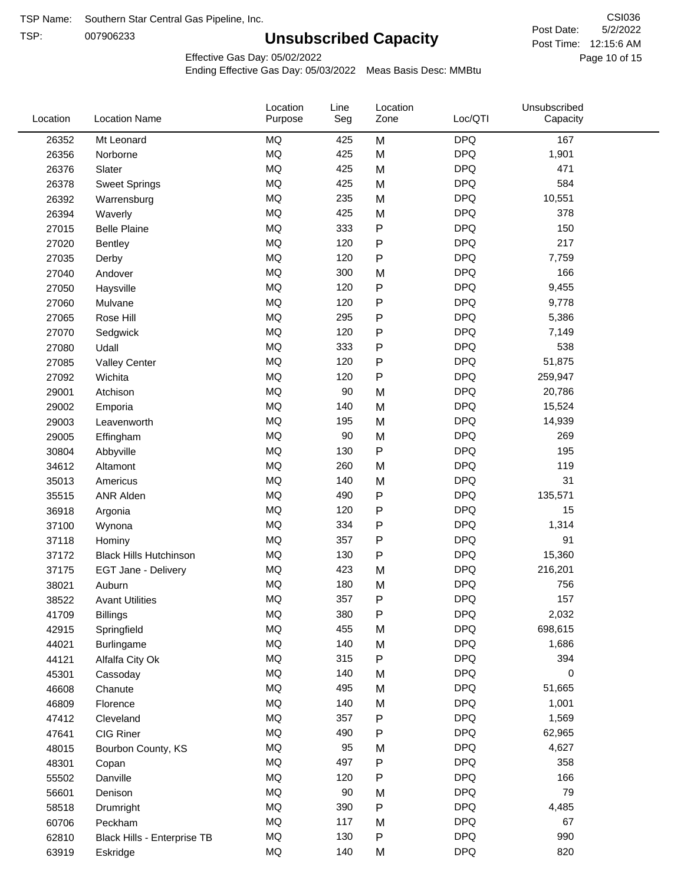TSP Name: Southern Star Central Gas Pipeline, Inc.

TSP: 007906233

# Unsubscribed Capacity

CSI036

Post Date: 5/2/2022

Post Time: 12:15:6 AM

Effective Gas Day: 05/02/2022

Ending Effective Gas Day: 05/03/2022 Meas Basis Desc: MMBtu

| Location | Location Name | Location Purpose | Line Seg | Location Zone | Loc/QTI | Unsubscribed Capacity |
|---|---|---|---|---|---|---|
| 26352 | Mt Leonard | MQ | 425 | M | DPQ | 167 |
| 26356 | Norborne | MQ | 425 | M | DPQ | 1,901 |
| 26376 | Slater | MQ | 425 | M | DPQ | 471 |
| 26378 | Sweet Springs | MQ | 425 | M | DPQ | 584 |
| 26392 | Warrensburg | MQ | 235 | M | DPQ | 10,551 |
| 26394 | Waverly | MQ | 425 | M | DPQ | 378 |
| 27015 | Belle Plaine | MQ | 333 | P | DPQ | 150 |
| 27020 | Bentley | MQ | 120 | P | DPQ | 217 |
| 27035 | Derby | MQ | 120 | P | DPQ | 7,759 |
| 27040 | Andover | MQ | 300 | M | DPQ | 166 |
| 27050 | Haysville | MQ | 120 | P | DPQ | 9,455 |
| 27060 | Mulvane | MQ | 120 | P | DPQ | 9,778 |
| 27065 | Rose Hill | MQ | 295 | P | DPQ | 5,386 |
| 27070 | Sedgwick | MQ | 120 | P | DPQ | 7,149 |
| 27080 | Udall | MQ | 333 | P | DPQ | 538 |
| 27085 | Valley Center | MQ | 120 | P | DPQ | 51,875 |
| 27092 | Wichita | MQ | 120 | P | DPQ | 259,947 |
| 29001 | Atchison | MQ | 90 | M | DPQ | 20,786 |
| 29002 | Emporia | MQ | 140 | M | DPQ | 15,524 |
| 29003 | Leavenworth | MQ | 195 | M | DPQ | 14,939 |
| 29005 | Effingham | MQ | 90 | M | DPQ | 269 |
| 30804 | Abbyville | MQ | 130 | P | DPQ | 195 |
| 34612 | Altamont | MQ | 260 | M | DPQ | 119 |
| 35013 | Americus | MQ | 140 | M | DPQ | 31 |
| 35515 | ANR Alden | MQ | 490 | P | DPQ | 135,571 |
| 36918 | Argonia | MQ | 120 | P | DPQ | 15 |
| 37100 | Wynona | MQ | 334 | P | DPQ | 1,314 |
| 37118 | Hominy | MQ | 357 | P | DPQ | 91 |
| 37172 | Black Hills Hutchinson | MQ | 130 | P | DPQ | 15,360 |
| 37175 | EGT Jane - Delivery | MQ | 423 | M | DPQ | 216,201 |
| 38021 | Auburn | MQ | 180 | M | DPQ | 756 |
| 38522 | Avant Utilities | MQ | 357 | P | DPQ | 157 |
| 41709 | Billings | MQ | 380 | P | DPQ | 2,032 |
| 42915 | Springfield | MQ | 455 | M | DPQ | 698,615 |
| 44021 | Burlingame | MQ | 140 | M | DPQ | 1,686 |
| 44121 | Alfalfa City Ok | MQ | 315 | P | DPQ | 394 |
| 45301 | Cassoday | MQ | 140 | M | DPQ | 0 |
| 46608 | Chanute | MQ | 495 | M | DPQ | 51,665 |
| 46809 | Florence | MQ | 140 | M | DPQ | 1,001 |
| 47412 | Cleveland | MQ | 357 | P | DPQ | 1,569 |
| 47641 | CIG Riner | MQ | 490 | P | DPQ | 62,965 |
| 48015 | Bourbon County, KS | MQ | 95 | M | DPQ | 4,627 |
| 48301 | Copan | MQ | 497 | P | DPQ | 358 |
| 55502 | Danville | MQ | 120 | P | DPQ | 166 |
| 56601 | Denison | MQ | 90 | M | DPQ | 79 |
| 58518 | Drumright | MQ | 390 | P | DPQ | 4,485 |
| 60706 | Peckham | MQ | 117 | M | DPQ | 67 |
| 62810 | Black Hills - Enterprise TB | MQ | 130 | P | DPQ | 990 |
| 63919 | Eskridge | MQ | 140 | M | DPQ | 820 |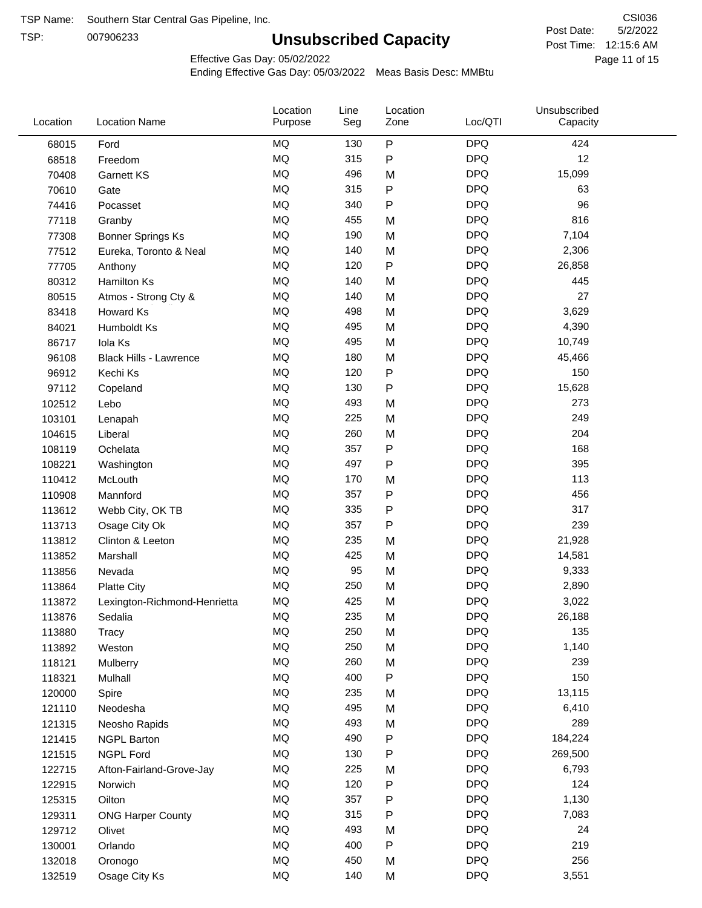TSP Name: Southern Star Central Gas Pipeline, Inc.

TSP: 007906233

# Unsubscribed Capacity

CSI036

Post Date: 5/2/2022

Post Time: 12:15:6 AM

Effective Gas Day: 05/02/2022

Ending Effective Gas Day: 05/03/2022 Meas Basis Desc: MMBtu

| Location | Location Name | Location Purpose | Line Seg | Location Zone | Loc/QTI | Unsubscribed Capacity |
|---|---|---|---|---|---|---|
| 68015 | Ford | MQ | 130 | P | DPQ | 424 |
| 68518 | Freedom | MQ | 315 | P | DPQ | 12 |
| 70408 | Garnett KS | MQ | 496 | M | DPQ | 15,099 |
| 70610 | Gate | MQ | 315 | P | DPQ | 63 |
| 74416 | Pocasset | MQ | 340 | P | DPQ | 96 |
| 77118 | Granby | MQ | 455 | M | DPQ | 816 |
| 77308 | Bonner Springs Ks | MQ | 190 | M | DPQ | 7,104 |
| 77512 | Eureka, Toronto & Neal | MQ | 140 | M | DPQ | 2,306 |
| 77705 | Anthony | MQ | 120 | P | DPQ | 26,858 |
| 80312 | Hamilton Ks | MQ | 140 | M | DPQ | 445 |
| 80515 | Atmos - Strong Cty & | MQ | 140 | M | DPQ | 27 |
| 83418 | Howard Ks | MQ | 498 | M | DPQ | 3,629 |
| 84021 | Humboldt Ks | MQ | 495 | M | DPQ | 4,390 |
| 86717 | Iola Ks | MQ | 495 | M | DPQ | 10,749 |
| 96108 | Black Hills - Lawrence | MQ | 180 | M | DPQ | 45,466 |
| 96912 | Kechi Ks | MQ | 120 | P | DPQ | 150 |
| 97112 | Copeland | MQ | 130 | P | DPQ | 15,628 |
| 102512 | Lebo | MQ | 493 | M | DPQ | 273 |
| 103101 | Lenapah | MQ | 225 | M | DPQ | 249 |
| 104615 | Liberal | MQ | 260 | M | DPQ | 204 |
| 108119 | Ochelata | MQ | 357 | P | DPQ | 168 |
| 108221 | Washington | MQ | 497 | P | DPQ | 395 |
| 110412 | McLouth | MQ | 170 | M | DPQ | 113 |
| 110908 | Mannford | MQ | 357 | P | DPQ | 456 |
| 113612 | Webb City, OK TB | MQ | 335 | P | DPQ | 317 |
| 113713 | Osage City Ok | MQ | 357 | P | DPQ | 239 |
| 113812 | Clinton & Leeton | MQ | 235 | M | DPQ | 21,928 |
| 113852 | Marshall | MQ | 425 | M | DPQ | 14,581 |
| 113856 | Nevada | MQ | 95 | M | DPQ | 9,333 |
| 113864 | Platte City | MQ | 250 | M | DPQ | 2,890 |
| 113872 | Lexington-Richmond-Henrietta | MQ | 425 | M | DPQ | 3,022 |
| 113876 | Sedalia | MQ | 235 | M | DPQ | 26,188 |
| 113880 | Tracy | MQ | 250 | M | DPQ | 135 |
| 113892 | Weston | MQ | 250 | M | DPQ | 1,140 |
| 118121 | Mulberry | MQ | 260 | M | DPQ | 239 |
| 118321 | Mulhall | MQ | 400 | P | DPQ | 150 |
| 120000 | Spire | MQ | 235 | M | DPQ | 13,115 |
| 121110 | Neodesha | MQ | 495 | M | DPQ | 6,410 |
| 121315 | Neosho Rapids | MQ | 493 | M | DPQ | 289 |
| 121415 | NGPL Barton | MQ | 490 | P | DPQ | 184,224 |
| 121515 | NGPL Ford | MQ | 130 | P | DPQ | 269,500 |
| 122715 | Afton-Fairland-Grove-Jay | MQ | 225 | M | DPQ | 6,793 |
| 122915 | Norwich | MQ | 120 | P | DPQ | 124 |
| 125315 | Oilton | MQ | 357 | P | DPQ | 1,130 |
| 129311 | ONG Harper County | MQ | 315 | P | DPQ | 7,083 |
| 129712 | Olivet | MQ | 493 | M | DPQ | 24 |
| 130001 | Orlando | MQ | 400 | P | DPQ | 219 |
| 132018 | Oronogo | MQ | 450 | M | DPQ | 256 |
| 132519 | Osage City Ks | MQ | 140 | M | DPQ | 3,551 |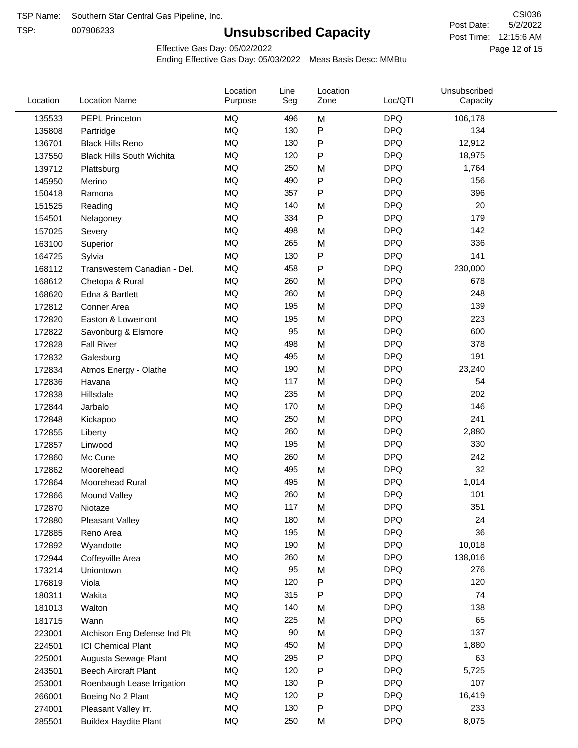TSP Name: Southern Star Central Gas Pipeline, Inc.

TSP: 007906233

# Unsubscribed Capacity

CSI036

Post Date: 5/2/2022

Post Time: 12:15:6 AM

Effective Gas Day: 05/02/2022

Ending Effective Gas Day: 05/03/2022 Meas Basis Desc: MMBtu

| Location | Location Name | Location Purpose | Line Seg | Location Zone | Loc/QTI | Unsubscribed Capacity |
|---|---|---|---|---|---|---|
| 135533 | PEPL Princeton | MQ | 496 | M | DPQ | 106,178 |
| 135808 | Partridge | MQ | 130 | P | DPQ | 134 |
| 136701 | Black Hills Reno | MQ | 130 | P | DPQ | 12,912 |
| 137550 | Black Hills South Wichita | MQ | 120 | P | DPQ | 18,975 |
| 139712 | Plattsburg | MQ | 250 | M | DPQ | 1,764 |
| 145950 | Merino | MQ | 490 | P | DPQ | 156 |
| 150418 | Ramona | MQ | 357 | P | DPQ | 396 |
| 151525 | Reading | MQ | 140 | M | DPQ | 20 |
| 154501 | Nelagoney | MQ | 334 | P | DPQ | 179 |
| 157025 | Severy | MQ | 498 | M | DPQ | 142 |
| 163100 | Superior | MQ | 265 | M | DPQ | 336 |
| 164725 | Sylvia | MQ | 130 | P | DPQ | 141 |
| 168112 | Transwestern Canadian - Del. | MQ | 458 | P | DPQ | 230,000 |
| 168612 | Chetopa & Rural | MQ | 260 | M | DPQ | 678 |
| 168620 | Edna & Bartlett | MQ | 260 | M | DPQ | 248 |
| 172812 | Conner Area | MQ | 195 | M | DPQ | 139 |
| 172820 | Easton & Lowemont | MQ | 195 | M | DPQ | 223 |
| 172822 | Savonburg & Elsmore | MQ | 95 | M | DPQ | 600 |
| 172828 | Fall River | MQ | 498 | M | DPQ | 378 |
| 172832 | Galesburg | MQ | 495 | M | DPQ | 191 |
| 172834 | Atmos Energy - Olathe | MQ | 190 | M | DPQ | 23,240 |
| 172836 | Havana | MQ | 117 | M | DPQ | 54 |
| 172838 | Hillsdale | MQ | 235 | M | DPQ | 202 |
| 172844 | Jarbalo | MQ | 170 | M | DPQ | 146 |
| 172848 | Kickapoo | MQ | 250 | M | DPQ | 241 |
| 172855 | Liberty | MQ | 260 | M | DPQ | 2,880 |
| 172857 | Linwood | MQ | 195 | M | DPQ | 330 |
| 172860 | Mc Cune | MQ | 260 | M | DPQ | 242 |
| 172862 | Moorehead | MQ | 495 | M | DPQ | 32 |
| 172864 | Moorehead Rural | MQ | 495 | M | DPQ | 1,014 |
| 172866 | Mound Valley | MQ | 260 | M | DPQ | 101 |
| 172870 | Niotaze | MQ | 117 | M | DPQ | 351 |
| 172880 | Pleasant Valley | MQ | 180 | M | DPQ | 24 |
| 172885 | Reno Area | MQ | 195 | M | DPQ | 36 |
| 172892 | Wyandotte | MQ | 190 | M | DPQ | 10,018 |
| 172944 | Coffeyville Area | MQ | 260 | M | DPQ | 138,016 |
| 173214 | Uniontown | MQ | 95 | M | DPQ | 276 |
| 176819 | Viola | MQ | 120 | P | DPQ | 120 |
| 180311 | Wakita | MQ | 315 | P | DPQ | 74 |
| 181013 | Walton | MQ | 140 | M | DPQ | 138 |
| 181715 | Wann | MQ | 225 | M | DPQ | 65 |
| 223001 | Atchison Eng Defense Ind Plt | MQ | 90 | M | DPQ | 137 |
| 224501 | ICI Chemical Plant | MQ | 450 | M | DPQ | 1,880 |
| 225001 | Augusta Sewage Plant | MQ | 295 | P | DPQ | 63 |
| 243501 | Beech Aircraft Plant | MQ | 120 | P | DPQ | 5,725 |
| 253001 | Roenbaugh Lease Irrigation | MQ | 130 | P | DPQ | 107 |
| 266001 | Boeing No 2 Plant | MQ | 120 | P | DPQ | 16,419 |
| 274001 | Pleasant Valley Irr. | MQ | 130 | P | DPQ | 233 |
| 285501 | Buildex Haydite Plant | MQ | 250 | M | DPQ | 8,075 |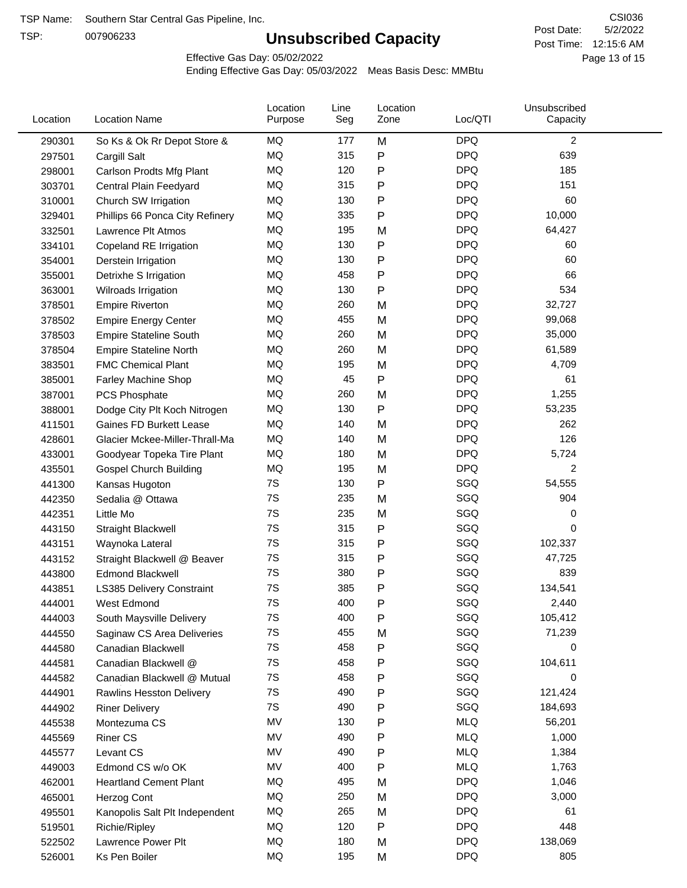TSP Name: Southern Star Central Gas Pipeline, Inc.

TSP: 007906233

# Unsubscribed Capacity

CSI036

Post Date: 5/2/2022

Post Time: 12:15:6 AM

Effective Gas Day: 05/02/2022

Ending Effective Gas Day: 05/03/2022 Meas Basis Desc: MMBtu

| Location | Location Name | Location Purpose | Line Seg | Location Zone | Loc/QTI | Unsubscribed Capacity |
|---|---|---|---|---|---|---|
| 290301 | So Ks & Ok Rr Depot Store & | MQ | 177 | M | DPQ | 2 |
| 297501 | Cargill Salt | MQ | 315 | P | DPQ | 639 |
| 298001 | Carlson Prodts Mfg Plant | MQ | 120 | P | DPQ | 185 |
| 303701 | Central Plain Feedyard | MQ | 315 | P | DPQ | 151 |
| 310001 | Church SW Irrigation | MQ | 130 | P | DPQ | 60 |
| 329401 | Phillips 66 Ponca City Refinery | MQ | 335 | P | DPQ | 10,000 |
| 332501 | Lawrence Plt Atmos | MQ | 195 | M | DPQ | 64,427 |
| 334101 | Copeland RE Irrigation | MQ | 130 | P | DPQ | 60 |
| 354001 | Derstein Irrigation | MQ | 130 | P | DPQ | 60 |
| 355001 | Detrixhe S Irrigation | MQ | 458 | P | DPQ | 66 |
| 363001 | Wilroads Irrigation | MQ | 130 | P | DPQ | 534 |
| 378501 | Empire Riverton | MQ | 260 | M | DPQ | 32,727 |
| 378502 | Empire Energy Center | MQ | 455 | M | DPQ | 99,068 |
| 378503 | Empire Stateline South | MQ | 260 | M | DPQ | 35,000 |
| 378504 | Empire Stateline North | MQ | 260 | M | DPQ | 61,589 |
| 383501 | FMC Chemical Plant | MQ | 195 | M | DPQ | 4,709 |
| 385001 | Farley Machine Shop | MQ | 45 | P | DPQ | 61 |
| 387001 | PCS Phosphate | MQ | 260 | M | DPQ | 1,255 |
| 388001 | Dodge City Plt Koch Nitrogen | MQ | 130 | P | DPQ | 53,235 |
| 411501 | Gaines FD Burkett Lease | MQ | 140 | M | DPQ | 262 |
| 428601 | Glacier Mckee-Miller-Thrall-Ma | MQ | 140 | M | DPQ | 126 |
| 433001 | Goodyear Topeka Tire Plant | MQ | 180 | M | DPQ | 5,724 |
| 435501 | Gospel Church Building | MQ | 195 | M | DPQ | 2 |
| 441300 | Kansas Hugoton | 7S | 130 | P | SGQ | 54,555 |
| 442350 | Sedalia @ Ottawa | 7S | 235 | M | SGQ | 904 |
| 442351 | Little Mo | 7S | 235 | M | SGQ | 0 |
| 443150 | Straight Blackwell | 7S | 315 | P | SGQ | 0 |
| 443151 | Waynoka Lateral | 7S | 315 | P | SGQ | 102,337 |
| 443152 | Straight Blackwell @ Beaver | 7S | 315 | P | SGQ | 47,725 |
| 443800 | Edmond Blackwell | 7S | 380 | P | SGQ | 839 |
| 443851 | LS385 Delivery Constraint | 7S | 385 | P | SGQ | 134,541 |
| 444001 | West Edmond | 7S | 400 | P | SGQ | 2,440 |
| 444003 | South Maysville Delivery | 7S | 400 | P | SGQ | 105,412 |
| 444550 | Saginaw CS Area Deliveries | 7S | 455 | M | SGQ | 71,239 |
| 444580 | Canadian Blackwell | 7S | 458 | P | SGQ | 0 |
| 444581 | Canadian Blackwell @ | 7S | 458 | P | SGQ | 104,611 |
| 444582 | Canadian Blackwell @ Mutual | 7S | 458 | P | SGQ | 0 |
| 444901 | Rawlins Hesston Delivery | 7S | 490 | P | SGQ | 121,424 |
| 444902 | Riner Delivery | 7S | 490 | P | SGQ | 184,693 |
| 445538 | Montezuma CS | MV | 130 | P | MLQ | 56,201 |
| 445569 | Riner CS | MV | 490 | P | MLQ | 1,000 |
| 445577 | Levant CS | MV | 490 | P | MLQ | 1,384 |
| 449003 | Edmond CS w/o OK | MV | 400 | P | MLQ | 1,763 |
| 462001 | Heartland Cement Plant | MQ | 495 | M | DPQ | 1,046 |
| 465001 | Herzog Cont | MQ | 250 | M | DPQ | 3,000 |
| 495501 | Kanopolis Salt Plt Independent | MQ | 265 | M | DPQ | 61 |
| 519501 | Richie/Ripley | MQ | 120 | P | DPQ | 448 |
| 522502 | Lawrence Power Plt | MQ | 180 | M | DPQ | 138,069 |
| 526001 | Ks Pen Boiler | MQ | 195 | M | DPQ | 805 |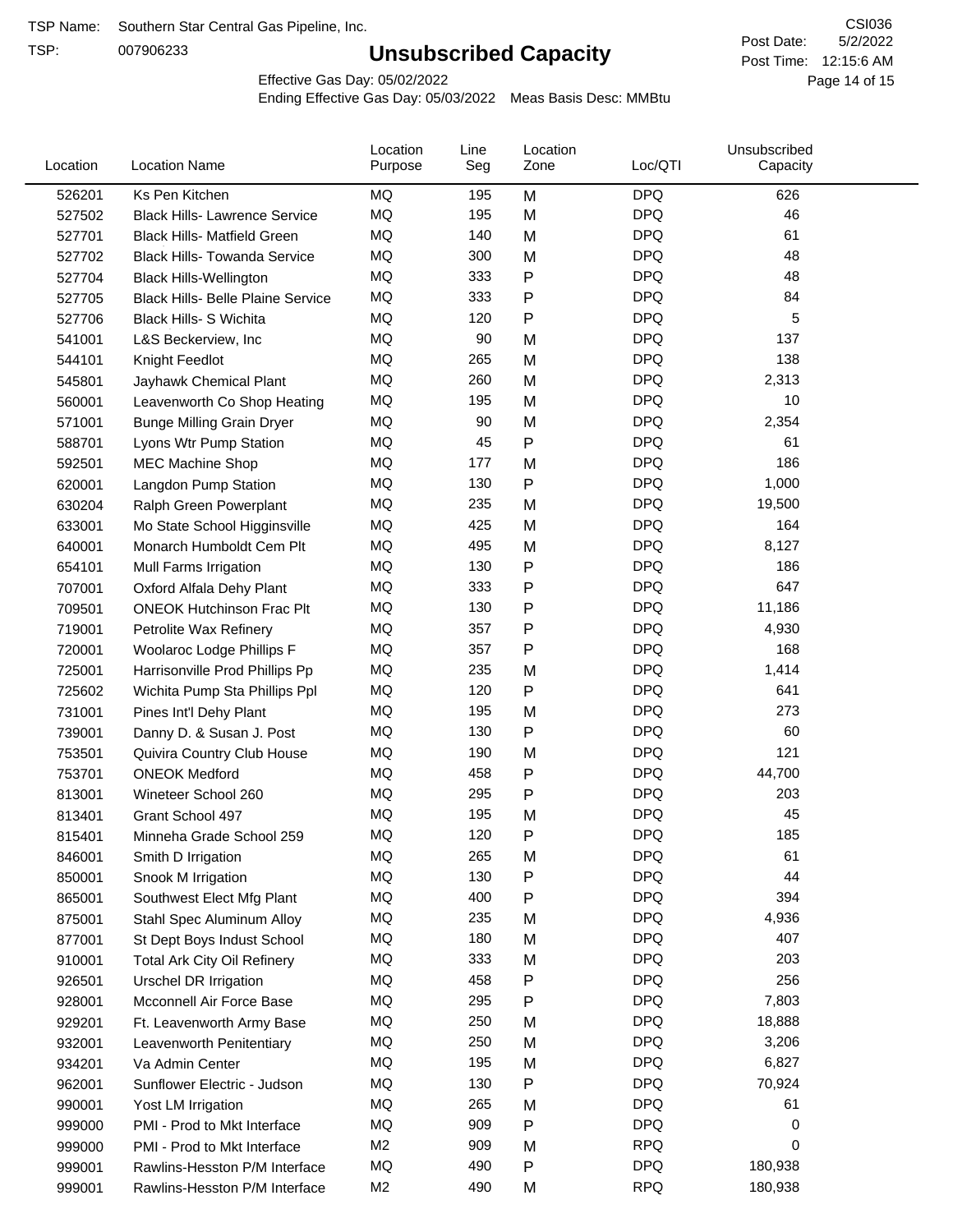TSP Name: Southern Star Central Gas Pipeline, Inc.

TSP: 007906233

# Unsubscribed Capacity

CSI036

Post Date: 5/2/2022

Post Time: 12:15:6 AM

Effective Gas Day: 05/02/2022

Ending Effective Gas Day: 05/03/2022 Meas Basis Desc: MMBtu

| Location | Location Name | Location Purpose | Line Seg | Location Zone | Loc/QTI | Unsubscribed Capacity |
|---|---|---|---|---|---|---|
| 526201 | Ks Pen Kitchen | MQ | 195 | M | DPQ | 626 |
| 527502 | Black Hills- Lawrence Service | MQ | 195 | M | DPQ | 46 |
| 527701 | Black Hills- Matfield Green | MQ | 140 | M | DPQ | 61 |
| 527702 | Black Hills- Towanda Service | MQ | 300 | M | DPQ | 48 |
| 527704 | Black Hills-Wellington | MQ | 333 | P | DPQ | 48 |
| 527705 | Black Hills- Belle Plaine Service | MQ | 333 | P | DPQ | 84 |
| 527706 | Black Hills- S Wichita | MQ | 120 | P | DPQ | 5 |
| 541001 | L&S Beckerview, Inc | MQ | 90 | M | DPQ | 137 |
| 544101 | Knight Feedlot | MQ | 265 | M | DPQ | 138 |
| 545801 | Jayhawk Chemical Plant | MQ | 260 | M | DPQ | 2,313 |
| 560001 | Leavenworth Co Shop Heating | MQ | 195 | M | DPQ | 10 |
| 571001 | Bunge Milling Grain Dryer | MQ | 90 | M | DPQ | 2,354 |
| 588701 | Lyons Wtr Pump Station | MQ | 45 | P | DPQ | 61 |
| 592501 | MEC Machine Shop | MQ | 177 | M | DPQ | 186 |
| 620001 | Langdon Pump Station | MQ | 130 | P | DPQ | 1,000 |
| 630204 | Ralph Green Powerplant | MQ | 235 | M | DPQ | 19,500 |
| 633001 | Mo State School Higginsville | MQ | 425 | M | DPQ | 164 |
| 640001 | Monarch Humboldt Cem Plt | MQ | 495 | M | DPQ | 8,127 |
| 654101 | Mull Farms Irrigation | MQ | 130 | P | DPQ | 186 |
| 707001 | Oxford Alfala Dehy Plant | MQ | 333 | P | DPQ | 647 |
| 709501 | ONEOK Hutchinson Frac Plt | MQ | 130 | P | DPQ | 11,186 |
| 719001 | Petrolite Wax Refinery | MQ | 357 | P | DPQ | 4,930 |
| 720001 | Woolaroc Lodge Phillips F | MQ | 357 | P | DPQ | 168 |
| 725001 | Harrisonville Prod Phillips Pp | MQ | 235 | M | DPQ | 1,414 |
| 725602 | Wichita Pump Sta Phillips Ppl | MQ | 120 | P | DPQ | 641 |
| 731001 | Pines Int'l Dehy Plant | MQ | 195 | M | DPQ | 273 |
| 739001 | Danny D. & Susan J. Post | MQ | 130 | P | DPQ | 60 |
| 753501 | Quivira Country Club House | MQ | 190 | M | DPQ | 121 |
| 753701 | ONEOK Medford | MQ | 458 | P | DPQ | 44,700 |
| 813001 | Wineteer School 260 | MQ | 295 | P | DPQ | 203 |
| 813401 | Grant School 497 | MQ | 195 | M | DPQ | 45 |
| 815401 | Minneha Grade School 259 | MQ | 120 | P | DPQ | 185 |
| 846001 | Smith D Irrigation | MQ | 265 | M | DPQ | 61 |
| 850001 | Snook M Irrigation | MQ | 130 | P | DPQ | 44 |
| 865001 | Southwest Elect Mfg Plant | MQ | 400 | P | DPQ | 394 |
| 875001 | Stahl Spec Aluminum Alloy | MQ | 235 | M | DPQ | 4,936 |
| 877001 | St Dept Boys Indust School | MQ | 180 | M | DPQ | 407 |
| 910001 | Total Ark City Oil Refinery | MQ | 333 | M | DPQ | 203 |
| 926501 | Urschel DR Irrigation | MQ | 458 | P | DPQ | 256 |
| 928001 | Mcconnell Air Force Base | MQ | 295 | P | DPQ | 7,803 |
| 929201 | Ft. Leavenworth Army Base | MQ | 250 | M | DPQ | 18,888 |
| 932001 | Leavenworth Penitentiary | MQ | 250 | M | DPQ | 3,206 |
| 934201 | Va Admin Center | MQ | 195 | M | DPQ | 6,827 |
| 962001 | Sunflower Electric - Judson | MQ | 130 | P | DPQ | 70,924 |
| 990001 | Yost LM Irrigation | MQ | 265 | M | DPQ | 61 |
| 999000 | PMI - Prod to Mkt Interface | MQ | 909 | P | DPQ | 0 |
| 999000 | PMI - Prod to Mkt Interface | M2 | 909 | M | RPQ | 0 |
| 999001 | Rawlins-Hesston P/M Interface | MQ | 490 | P | DPQ | 180,938 |
| 999001 | Rawlins-Hesston P/M Interface | M2 | 490 | M | RPQ | 180,938 |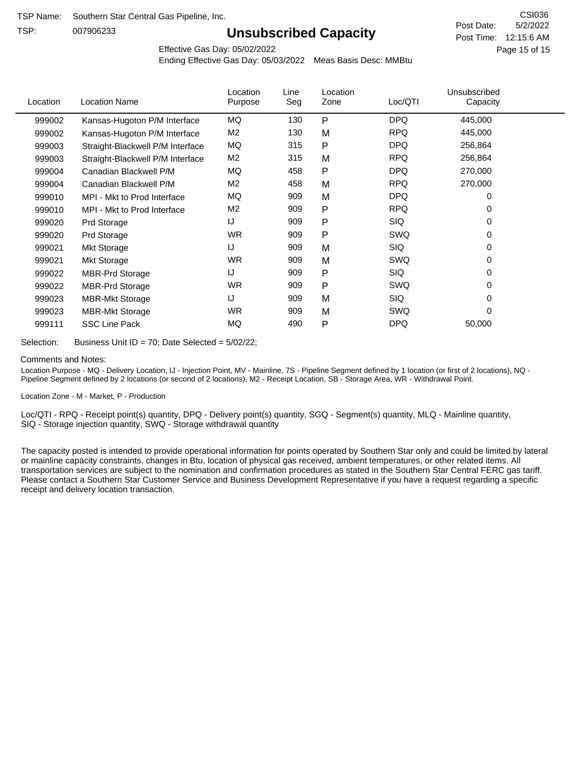TSP Name: Southern Star Central Gas Pipeline, Inc.

TSP: 007906233

# Unsubscribed Capacity

CSI036

Post Date: 5/2/2022

Post Time: 12:15:6 AM

Effective Gas Day: 05/02/2022

Ending Effective Gas Day: 05/03/2022 Meas Basis Desc: MMBtu

| Location | Location Name | Location Purpose | Line Seg | Location Zone | Loc/QTI | Unsubscribed Capacity |
|---|---|---|---|---|---|---|
| 999002 | Kansas-Hugoton P/M Interface | MQ | 130 | P | DPQ | 445,000 |
| 999002 | Kansas-Hugoton P/M Interface | M2 | 130 | M | RPQ | 445,000 |
| 999003 | Straight-Blackwell P/M Interface | MQ | 315 | P | DPQ | 256,864 |
| 999003 | Straight-Blackwell P/M Interface | M2 | 315 | M | RPQ | 256,864 |
| 999004 | Canadian Blackwell P/M | MQ | 458 | P | DPQ | 270,000 |
| 999004 | Canadian Blackwell P/M | M2 | 458 | M | RPQ | 270,000 |
| 999010 | MPI - Mkt to Prod Interface | MQ | 909 | M | DPQ | 0 |
| 999010 | MPI - Mkt to Prod Interface | M2 | 909 | P | RPQ | 0 |
| 999020 | Prd Storage | IJ | 909 | P | SIQ | 0 |
| 999020 | Prd Storage | WR | 909 | P | SWQ | 0 |
| 999021 | Mkt Storage | IJ | 909 | M | SIQ | 0 |
| 999021 | Mkt Storage | WR | 909 | M | SWQ | 0 |
| 999022 | MBR-Prd Storage | IJ | 909 | P | SIQ | 0 |
| 999022 | MBR-Prd Storage | WR | 909 | P | SWQ | 0 |
| 999023 | MBR-Mkt Storage | IJ | 909 | M | SIQ | 0 |
| 999023 | MBR-Mkt Storage | WR | 909 | M | SWQ | 0 |
| 999111 | SSC Line Pack | MQ | 490 | P | DPQ | 50,000 |

Selection: Business Unit ID = 70; Date Selected = 5/02/22;

Comments and Notes:

Location Purpose - MQ - Delivery Location, IJ - Injection Point, MV - Mainline, 7S - Pipeline Segment defined by 1 location (or first of 2 locations), NQ - Pipeline Segment defined by 2 locations (or second of 2 locations), M2 - Receipt Location, SB - Storage Area, WR - Withdrawal Point.

Location Zone - M - Market, P - Production

Loc/QTI - RPQ - Receipt point(s) quantity, DPQ - Delivery point(s) quantity, SGQ - Segment(s) quantity, MLQ - Mainline quantity, SIQ - Storage injection quantity, SWQ - Storage withdrawal quantity

The capacity posted is intended to provide operational information for points operated by Southern Star only and could be limited by lateral or mainline capacity constraints, changes in Btu, location of physical gas received, ambient temperatures, or other related items. All transportation services are subject to the nomination and confirmation procedures as stated in the Southern Star Central FERC gas tariff. Please contact a Southern Star Customer Service and Business Development Representative if you have a request regarding a specific receipt and delivery location transaction.